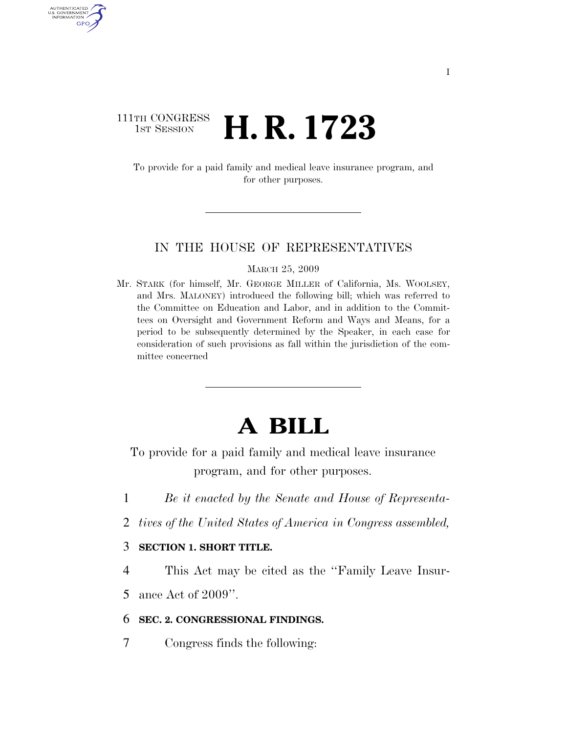111TH CONGRESS
1ST SESSION

# H. R. 1723

To provide for a paid family and medical leave insurance program, and for other purposes.

IN THE HOUSE OF REPRESENTATIVES

MARCH 25, 2009

Mr. STARK (for himself, Mr. GEORGE MILLER of California, Ms. WOOLSEY, and Mrs. MALONEY) introduced the following bill; which was referred to the Committee on Education and Labor, and in addition to the Committees on Oversight and Government Reform and Ways and Means, for a period to be subsequently determined by the Speaker, in each case for consideration of such provisions as fall within the jurisdiction of the committee concerned

# A BILL

To provide for a paid family and medical leave insurance program, and for other purposes.

1 *Be it enacted by the Senate and House of Representa-*
2 *tives of the United States of America in Congress assembled,*

3 **SECTION 1. SHORT TITLE.**

4 This Act may be cited as the ''Family Leave Insur-
5 ance Act of 2009''.

6 **SEC. 2. CONGRESSIONAL FINDINGS.**

7 Congress finds the following: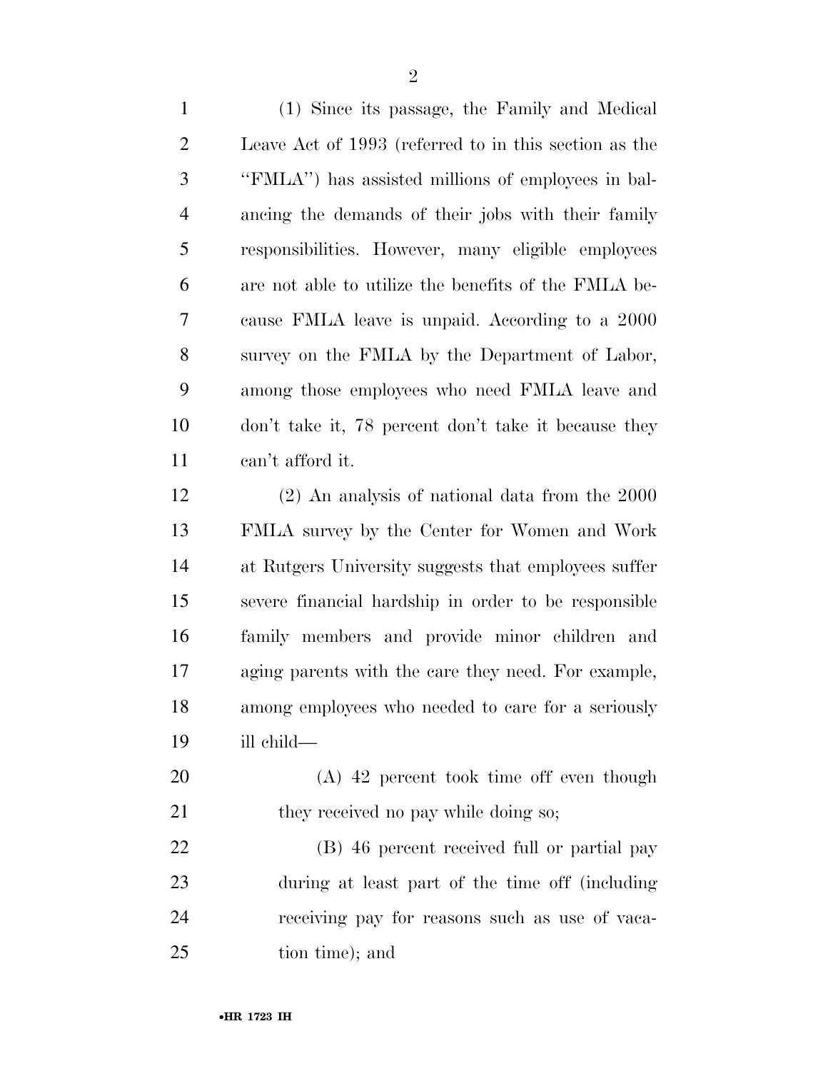(1) Since its passage, the Family and Medical Leave Act of 1993 (referred to in this section as the "FMLA") has assisted millions of employees in balancing the demands of their jobs with their family responsibilities. However, many eligible employees are not able to utilize the benefits of the FMLA because FMLA leave is unpaid. According to a 2000 survey on the FMLA by the Department of Labor, among those employees who need FMLA leave and don't take it, 78 percent don't take it because they can't afford it.

(2) An analysis of national data from the 2000 FMLA survey by the Center for Women and Work at Rutgers University suggests that employees suffer severe financial hardship in order to be responsible family members and provide minor children and aging parents with the care they need. For example, among employees who needed to care for a seriously ill child—

(A) 42 percent took time off even though they received no pay while doing so;

(B) 46 percent received full or partial pay during at least part of the time off (including receiving pay for reasons such as use of vacation time); and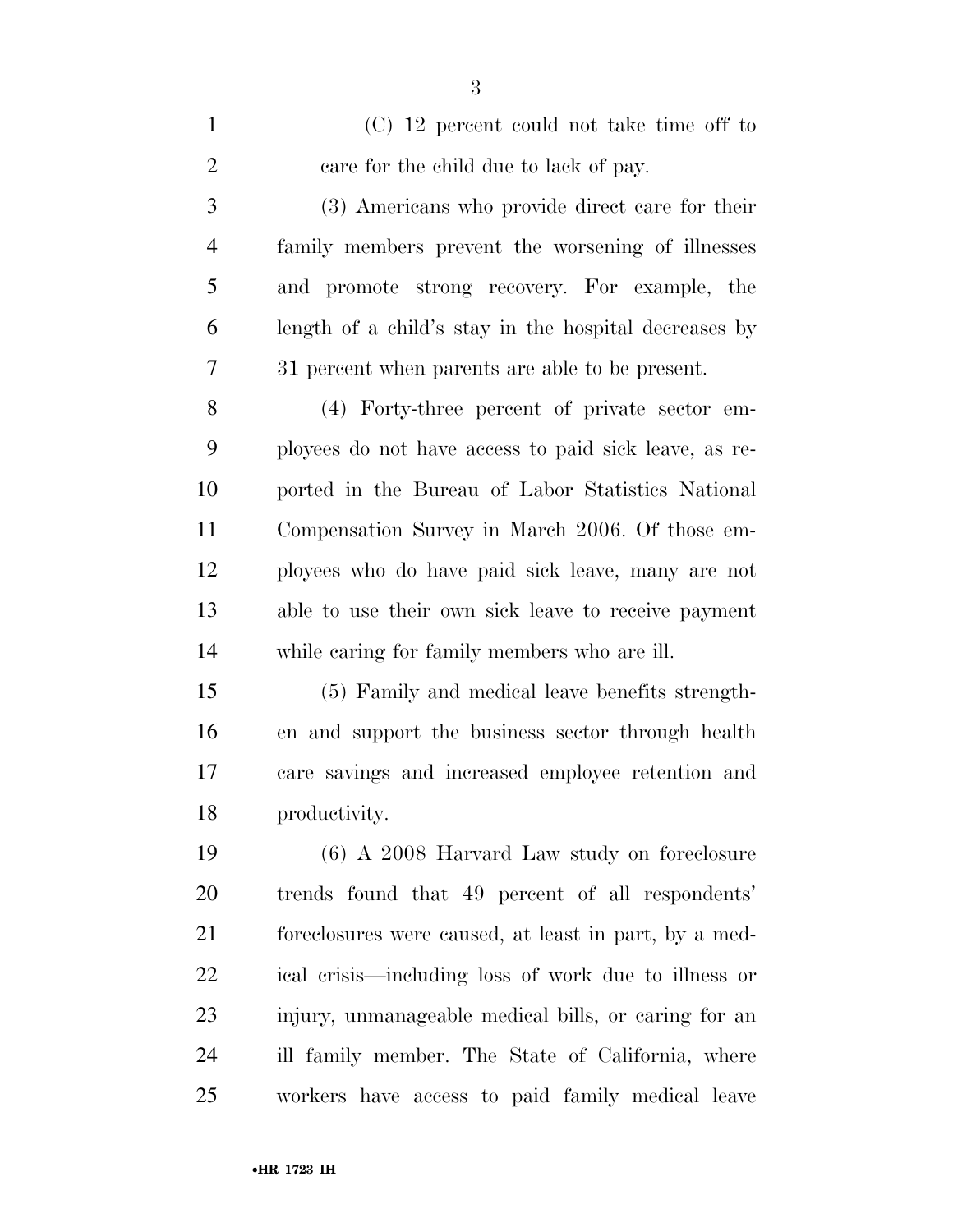(C) 12 percent could not take time off to care for the child due to lack of pay.

(3) Americans who provide direct care for their family members prevent the worsening of illnesses and promote strong recovery. For example, the length of a child's stay in the hospital decreases by 31 percent when parents are able to be present.

(4) Forty-three percent of private sector employees do not have access to paid sick leave, as reported in the Bureau of Labor Statistics National Compensation Survey in March 2006. Of those employees who do have paid sick leave, many are not able to use their own sick leave to receive payment while caring for family members who are ill.

(5) Family and medical leave benefits strengthen and support the business sector through health care savings and increased employee retention and productivity.

(6) A 2008 Harvard Law study on foreclosure trends found that 49 percent of all respondents' foreclosures were caused, at least in part, by a medical crisis—including loss of work due to illness or injury, unmanageable medical bills, or caring for an ill family member. The State of California, where workers have access to paid family medical leave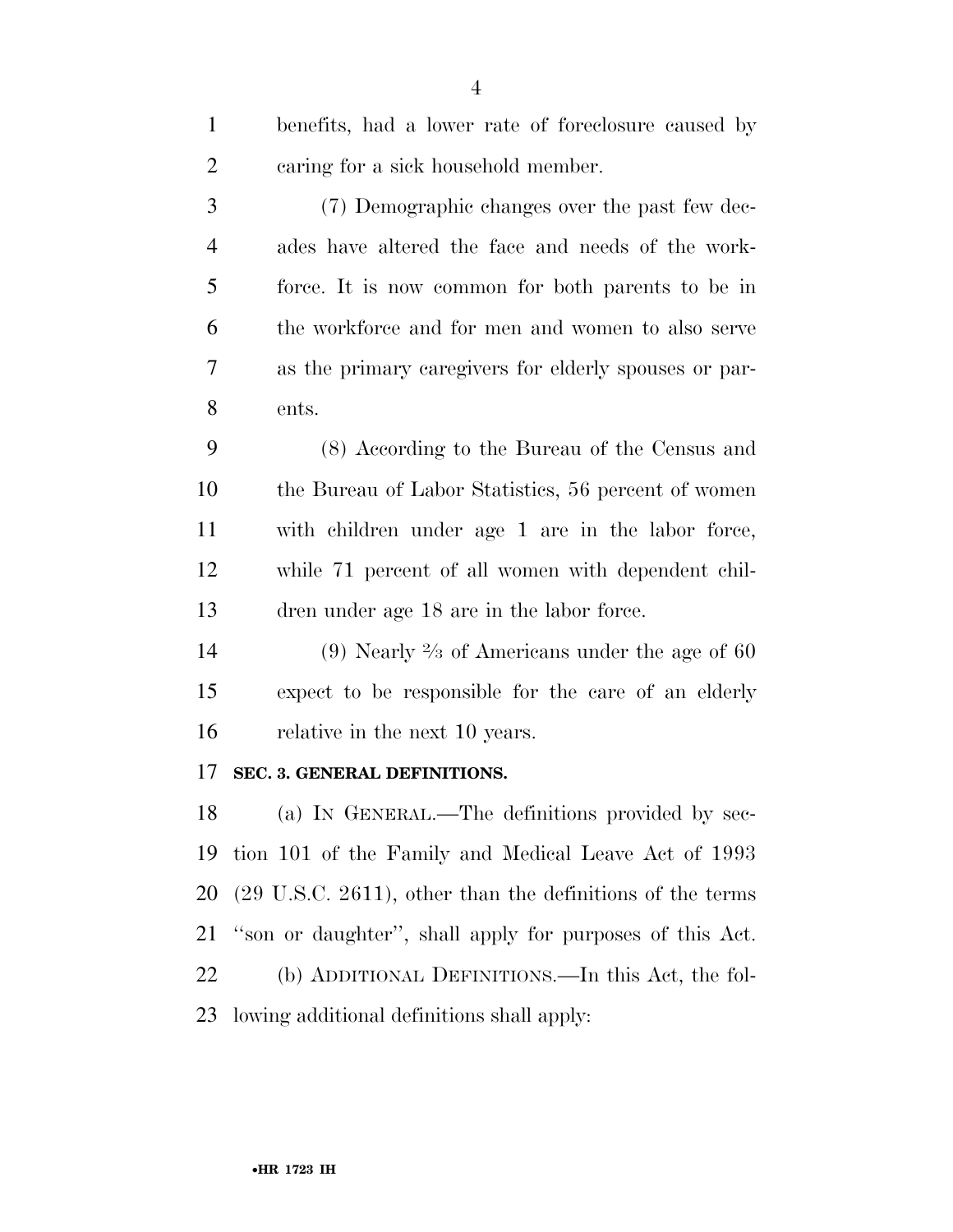benefits, had a lower rate of foreclosure caused by caring for a sick household member.

(7) Demographic changes over the past few decades have altered the face and needs of the workforce. It is now common for both parents to be in the workforce and for men and women to also serve as the primary caregivers for elderly spouses or parents.

(8) According to the Bureau of the Census and the Bureau of Labor Statistics, 56 percent of women with children under age 1 are in the labor force, while 71 percent of all women with dependent children under age 18 are in the labor force.

(9) Nearly ⅔ of Americans under the age of 60 expect to be responsible for the care of an elderly relative in the next 10 years.

**SEC. 3. GENERAL DEFINITIONS.**

(a) IN GENERAL.—The definitions provided by section 101 of the Family and Medical Leave Act of 1993 (29 U.S.C. 2611), other than the definitions of the terms ''son or daughter'', shall apply for purposes of this Act.

(b) ADDITIONAL DEFINITIONS.—In this Act, the following additional definitions shall apply: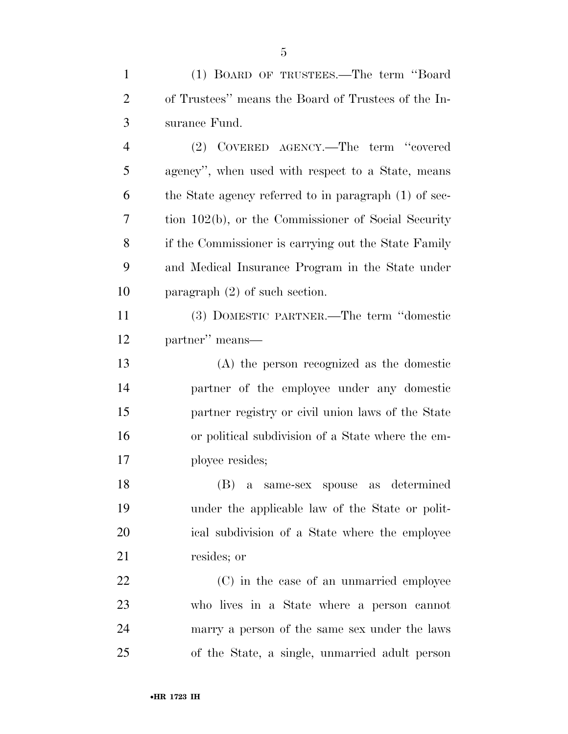(1) BOARD OF TRUSTEES.—The term "Board of Trustees" means the Board of Trustees of the Insurance Fund.

(2) COVERED AGENCY.—The term "covered agency", when used with respect to a State, means the State agency referred to in paragraph (1) of section 102(b), or the Commissioner of Social Security if the Commissioner is carrying out the State Family and Medical Insurance Program in the State under paragraph (2) of such section.

(3) DOMESTIC PARTNER.—The term "domestic partner" means—

(A) the person recognized as the domestic partner of the employee under any domestic partner registry or civil union laws of the State or political subdivision of a State where the employee resides;

(B) a same-sex spouse as determined under the applicable law of the State or political subdivision of a State where the employee resides; or

(C) in the case of an unmarried employee who lives in a State where a person cannot marry a person of the same sex under the laws of the State, a single, unmarried adult person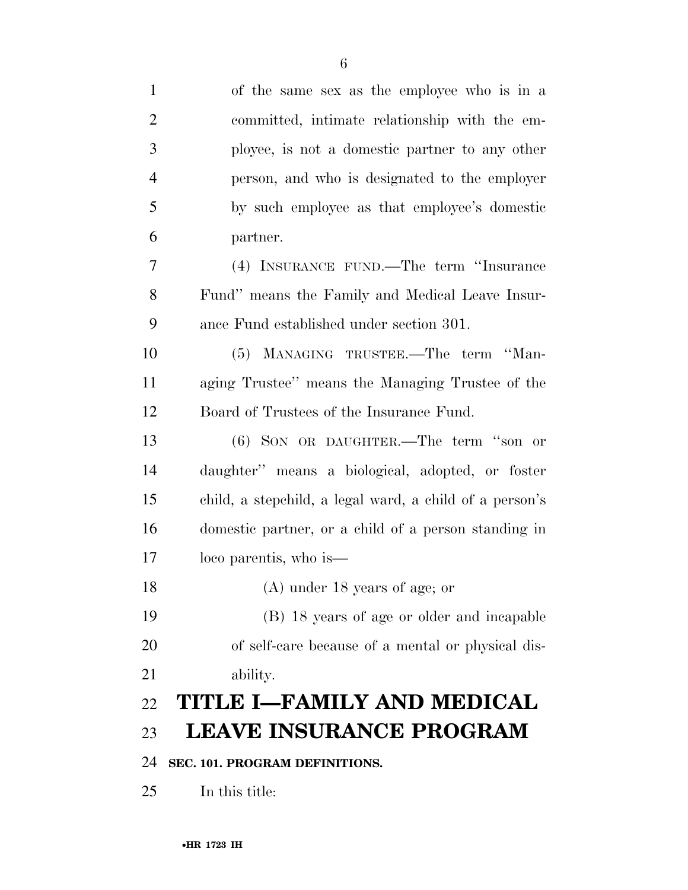of the same sex as the employee who is in a committed, intimate relationship with the employee, is not a domestic partner to any other person, and who is designated to the employer by such employee as that employee's domestic partner.

(4) INSURANCE FUND.—The term ''Insurance Fund'' means the Family and Medical Leave Insurance Fund established under section 301.

(5) MANAGING TRUSTEE.—The term ''Managing Trustee'' means the Managing Trustee of the Board of Trustees of the Insurance Fund.

(6) SON OR DAUGHTER.—The term ''son or daughter'' means a biological, adopted, or foster child, a stepchild, a legal ward, a child of a person's domestic partner, or a child of a person standing in loco parentis, who is—

(A) under 18 years of age; or

(B) 18 years of age or older and incapable of self-care because of a mental or physical disability.

# TITLE I—FAMILY AND MEDICAL LEAVE INSURANCE PROGRAM

## SEC. 101. PROGRAM DEFINITIONS.

In this title: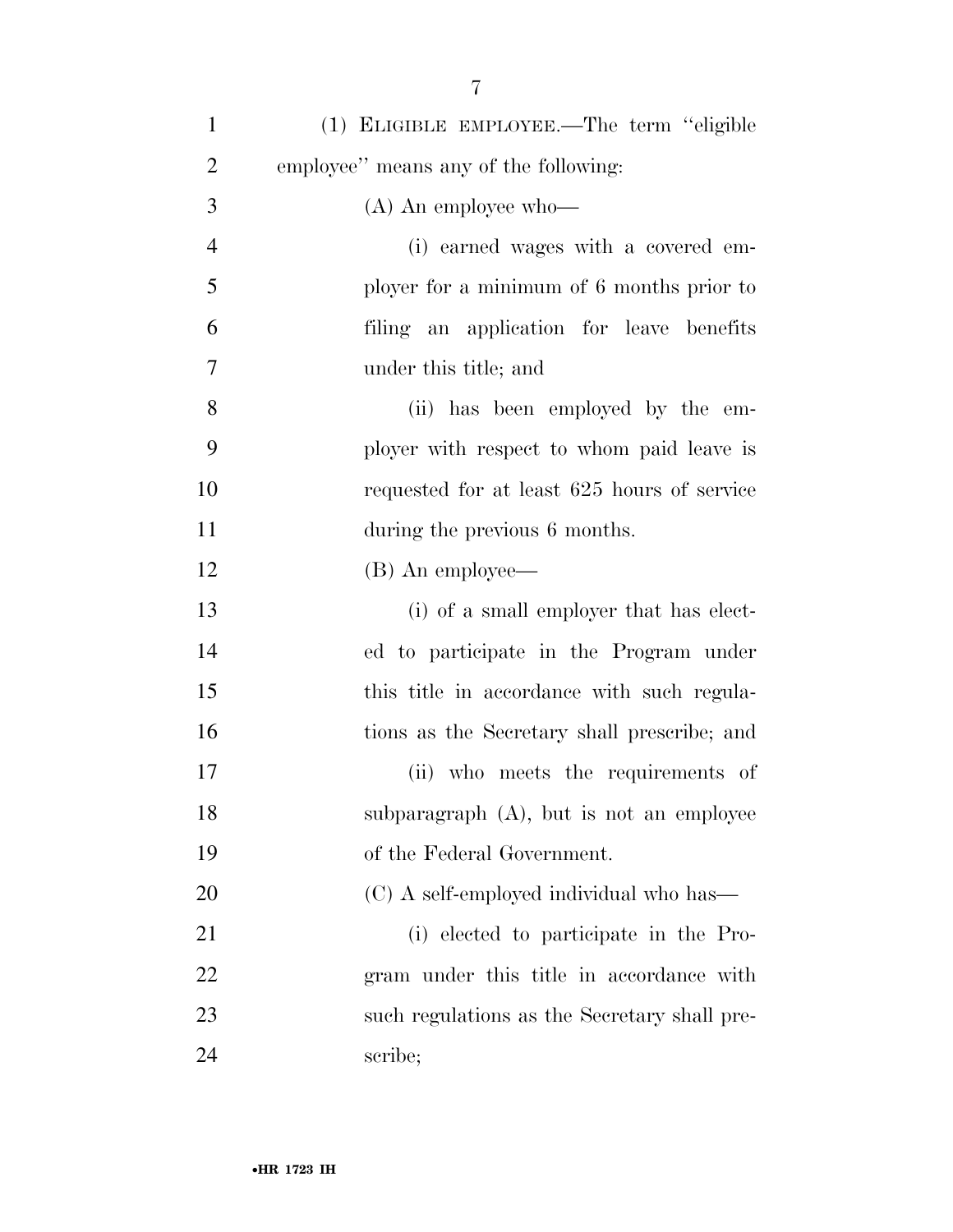(1) ELIGIBLE EMPLOYEE.—The term "eligible employee" means any of the following:

(A) An employee who—

(i) earned wages with a covered employer for a minimum of 6 months prior to filing an application for leave benefits under this title; and

(ii) has been employed by the employer with respect to whom paid leave is requested for at least 625 hours of service during the previous 6 months.

(B) An employee—

(i) of a small employer that has elected to participate in the Program under this title in accordance with such regulations as the Secretary shall prescribe; and

(ii) who meets the requirements of subparagraph (A), but is not an employee of the Federal Government.

(C) A self-employed individual who has—

(i) elected to participate in the Program under this title in accordance with such regulations as the Secretary shall prescribe;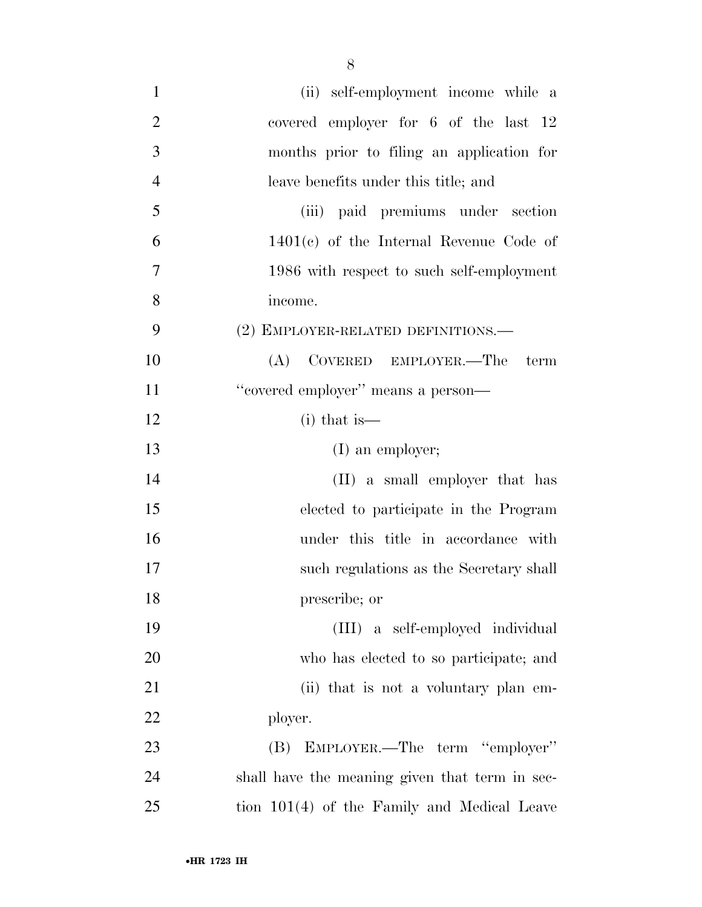(ii) self-employment income while a covered employer for 6 of the last 12 months prior to filing an application for leave benefits under this title; and

(iii) paid premiums under section 1401(c) of the Internal Revenue Code of 1986 with respect to such self-employment income.

(2) EMPLOYER-RELATED DEFINITIONS.—

(A) COVERED EMPLOYER.—The term "covered employer" means a person—

(i) that is—

(I) an employer;

(II) a small employer that has elected to participate in the Program under this title in accordance with such regulations as the Secretary shall prescribe; or

(III) a self-employed individual who has elected to so participate; and

(ii) that is not a voluntary plan employer.

(B) EMPLOYER.—The term "employer" shall have the meaning given that term in section 101(4) of the Family and Medical Leave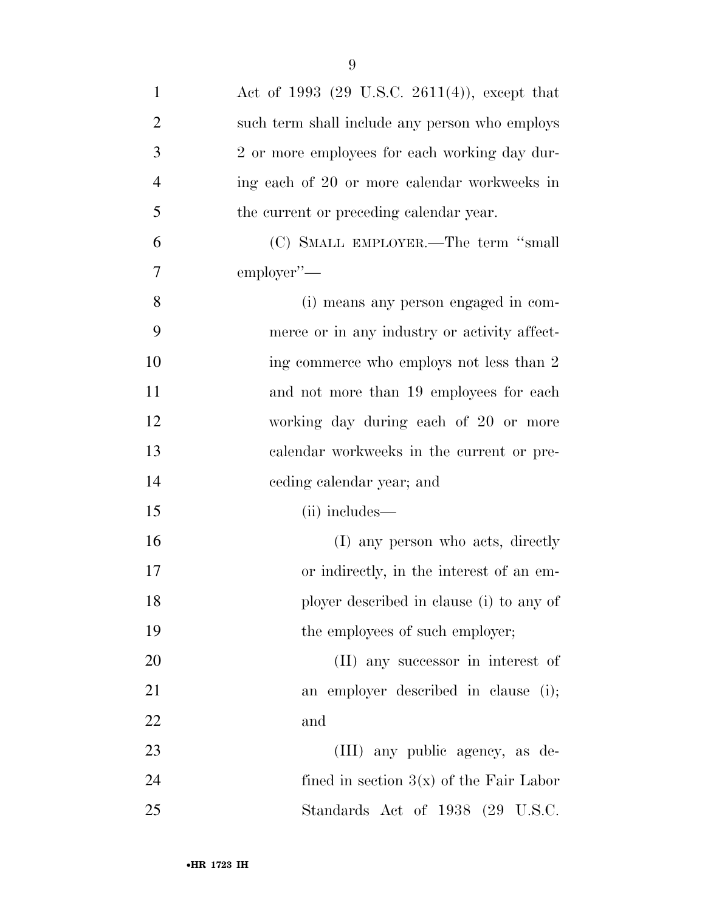Act of 1993 (29 U.S.C. 2611(4)), except that such term shall include any person who employs 2 or more employees for each working day during each of 20 or more calendar workweeks in the current or preceding calendar year.

(C) SMALL EMPLOYER.—The term "small employer"—

(i) means any person engaged in commerce or in any industry or activity affecting commerce who employs not less than 2 and not more than 19 employees for each working day during each of 20 or more calendar workweeks in the current or preceding calendar year; and

(ii) includes—

(I) any person who acts, directly or indirectly, in the interest of an employer described in clause (i) to any of the employees of such employer;

(II) any successor in interest of an employer described in clause (i); and

(III) any public agency, as defined in section 3(x) of the Fair Labor Standards Act of 1938 (29 U.S.C.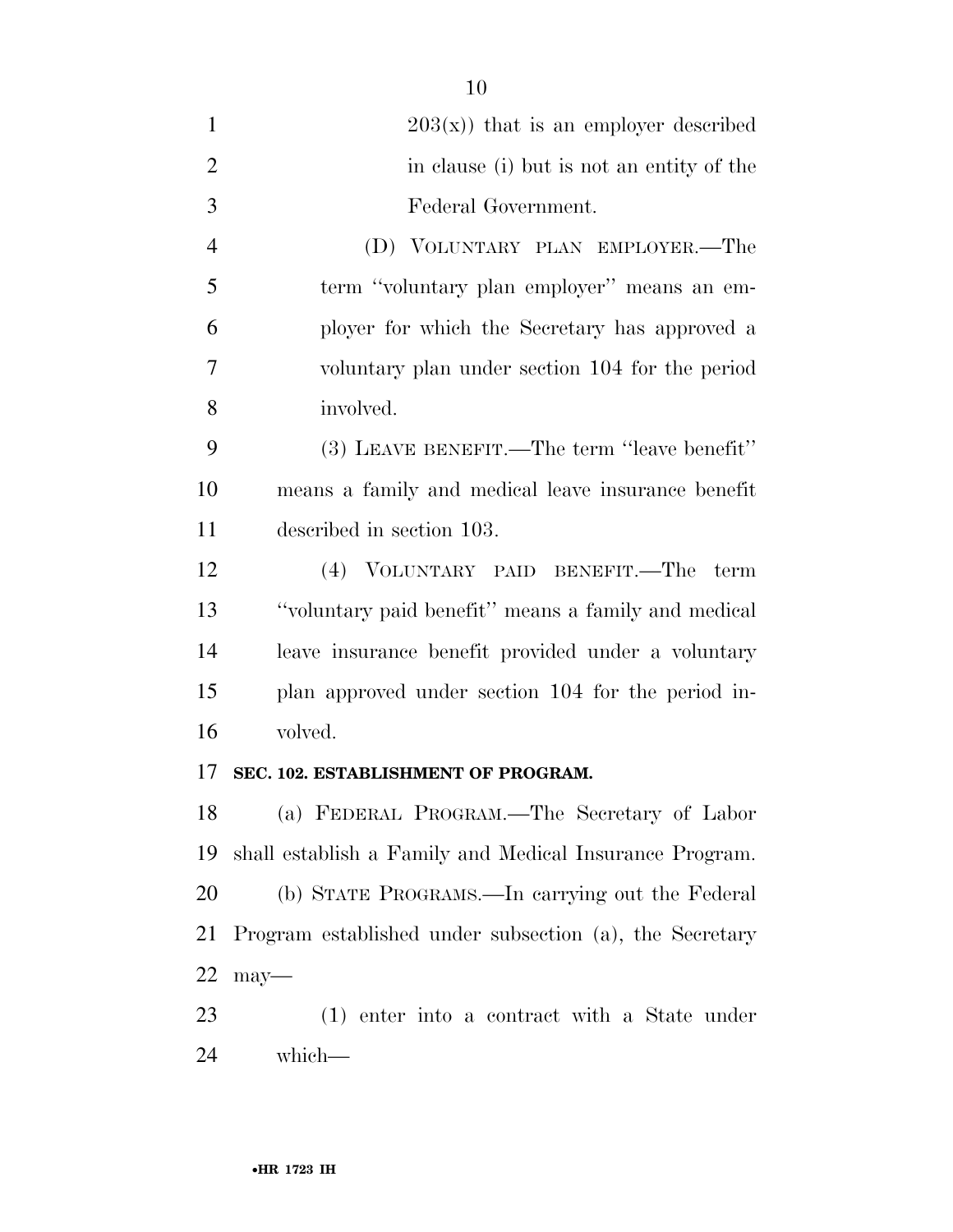203(x)) that is an employer described in clause (i) but is not an entity of the Federal Government.

(D) VOLUNTARY PLAN EMPLOYER.—The term ''voluntary plan employer'' means an employer for which the Secretary has approved a voluntary plan under section 104 for the period involved.

(3) LEAVE BENEFIT.—The term ''leave benefit'' means a family and medical leave insurance benefit described in section 103.

(4) VOLUNTARY PAID BENEFIT.—The term ''voluntary paid benefit'' means a family and medical leave insurance benefit provided under a voluntary plan approved under section 104 for the period involved.

**SEC. 102. ESTABLISHMENT OF PROGRAM.**

(a) FEDERAL PROGRAM.—The Secretary of Labor shall establish a Family and Medical Insurance Program.

(b) STATE PROGRAMS.—In carrying out the Federal Program established under subsection (a), the Secretary may—

(1) enter into a contract with a State under which—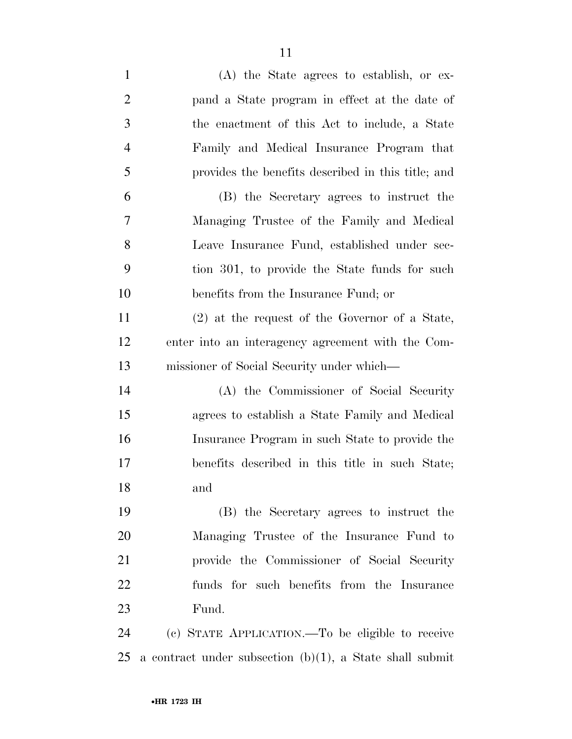(A) the State agrees to establish, or expand a State program in effect at the date of the enactment of this Act to include, a State Family and Medical Insurance Program that provides the benefits described in this title; and

(B) the Secretary agrees to instruct the Managing Trustee of the Family and Medical Leave Insurance Fund, established under section 301, to provide the State funds for such benefits from the Insurance Fund; or

(2) at the request of the Governor of a State, enter into an interagency agreement with the Commissioner of Social Security under which—

(A) the Commissioner of Social Security agrees to establish a State Family and Medical Insurance Program in such State to provide the benefits described in this title in such State; and

(B) the Secretary agrees to instruct the Managing Trustee of the Insurance Fund to provide the Commissioner of Social Security funds for such benefits from the Insurance Fund.

(c) STATE APPLICATION.—To be eligible to receive a contract under subsection (b)(1), a State shall submit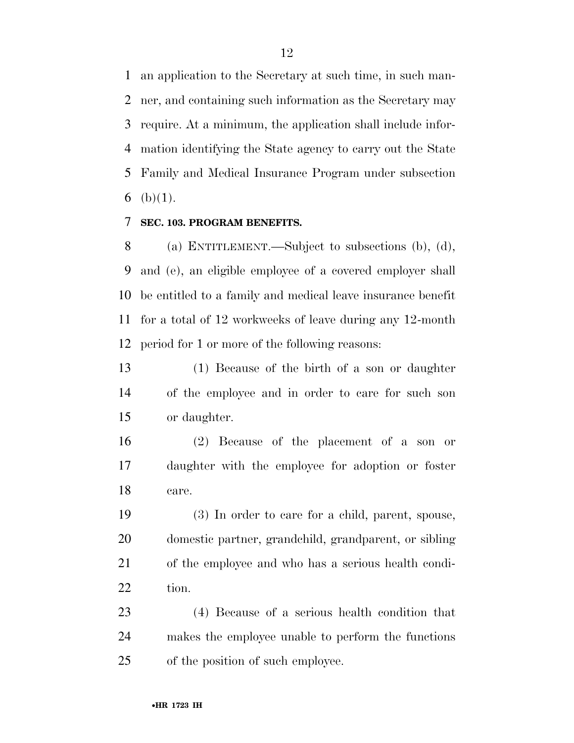an application to the Secretary at such time, in such manner, and containing such information as the Secretary may require. At a minimum, the application shall include information identifying the State agency to carry out the State Family and Medical Insurance Program under subsection (b)(1).

**SEC. 103. PROGRAM BENEFITS.**

(a) ENTITLEMENT.—Subject to subsections (b), (d), and (e), an eligible employee of a covered employer shall be entitled to a family and medical leave insurance benefit for a total of 12 workweeks of leave during any 12-month period for 1 or more of the following reasons:

(1) Because of the birth of a son or daughter of the employee and in order to care for such son or daughter.

(2) Because of the placement of a son or daughter with the employee for adoption or foster care.

(3) In order to care for a child, parent, spouse, domestic partner, grandchild, grandparent, or sibling of the employee and who has a serious health condition.

(4) Because of a serious health condition that makes the employee unable to perform the functions of the position of such employee.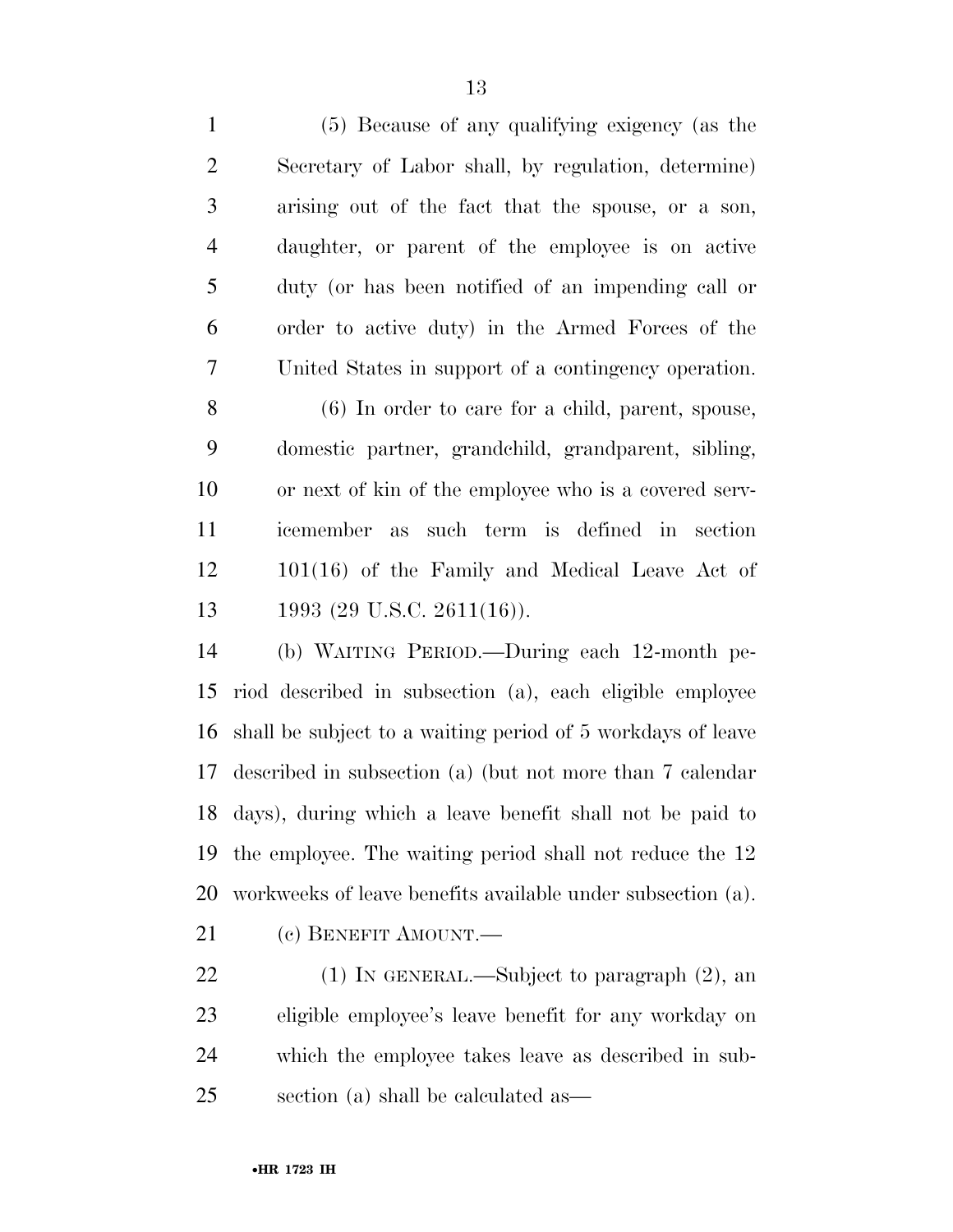(5) Because of any qualifying exigency (as the Secretary of Labor shall, by regulation, determine) arising out of the fact that the spouse, or a son, daughter, or parent of the employee is on active duty (or has been notified of an impending call or order to active duty) in the Armed Forces of the United States in support of a contingency operation.

(6) In order to care for a child, parent, spouse, domestic partner, grandchild, grandparent, sibling, or next of kin of the employee who is a covered servicemember as such term is defined in section 101(16) of the Family and Medical Leave Act of 1993 (29 U.S.C. 2611(16)).

(b) WAITING PERIOD.—During each 12-month period described in subsection (a), each eligible employee shall be subject to a waiting period of 5 workdays of leave described in subsection (a) (but not more than 7 calendar days), during which a leave benefit shall not be paid to the employee. The waiting period shall not reduce the 12 workweeks of leave benefits available under subsection (a).

(c) BENEFIT AMOUNT.—

(1) IN GENERAL.—Subject to paragraph (2), an eligible employee's leave benefit for any workday on which the employee takes leave as described in subsection (a) shall be calculated as—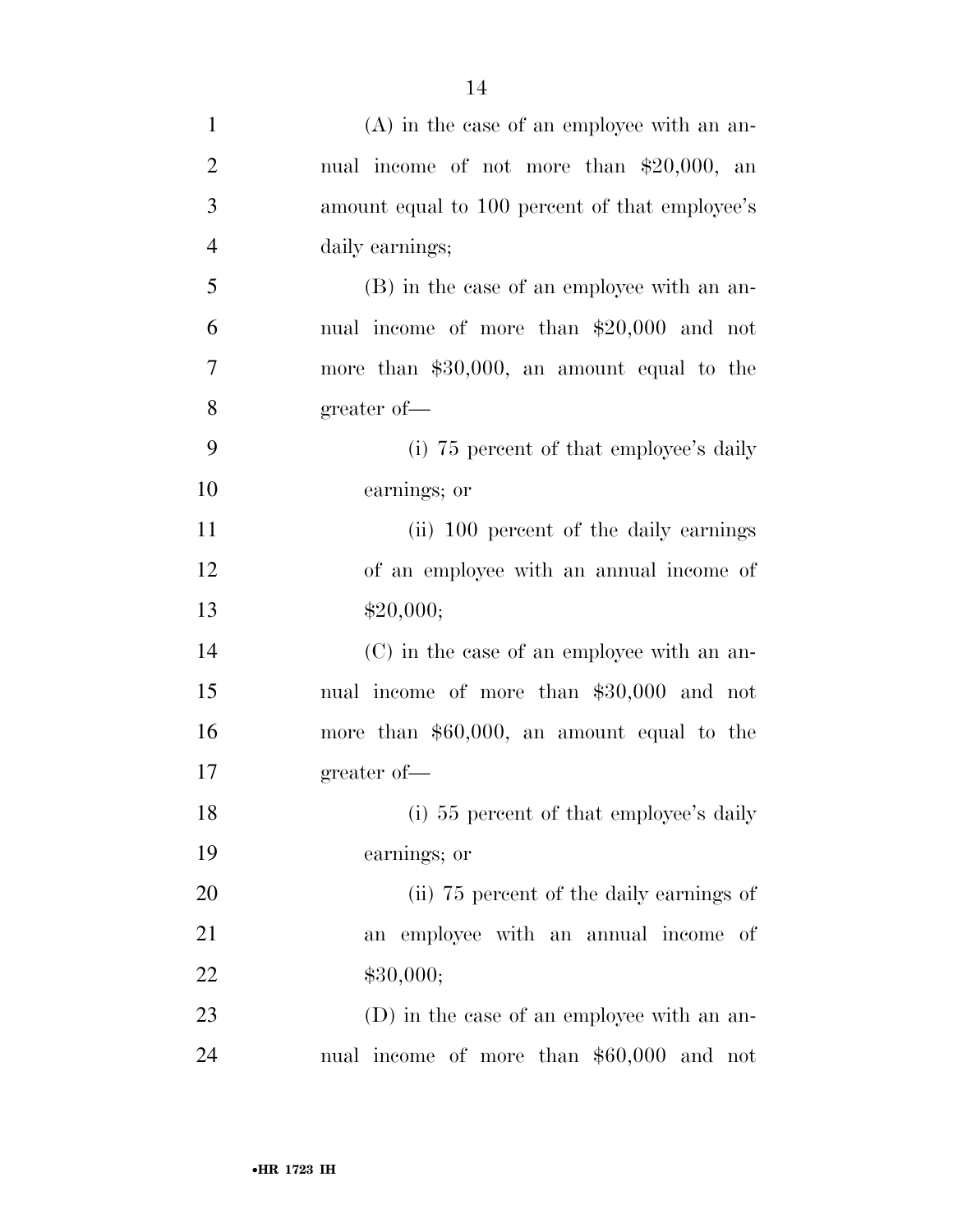(A) in the case of an employee with an annual income of not more than $20,000, an amount equal to 100 percent of that employee's daily earnings;

(B) in the case of an employee with an annual income of more than $20,000 and not more than $30,000, an amount equal to the greater of—

(i) 75 percent of that employee's daily earnings; or

(ii) 100 percent of the daily earnings of an employee with an annual income of $20,000;

(C) in the case of an employee with an annual income of more than $30,000 and not more than $60,000, an amount equal to the greater of—

(i) 55 percent of that employee's daily earnings; or

(ii) 75 percent of the daily earnings of an employee with an annual income of $30,000;

(D) in the case of an employee with an annual income of more than $60,000 and not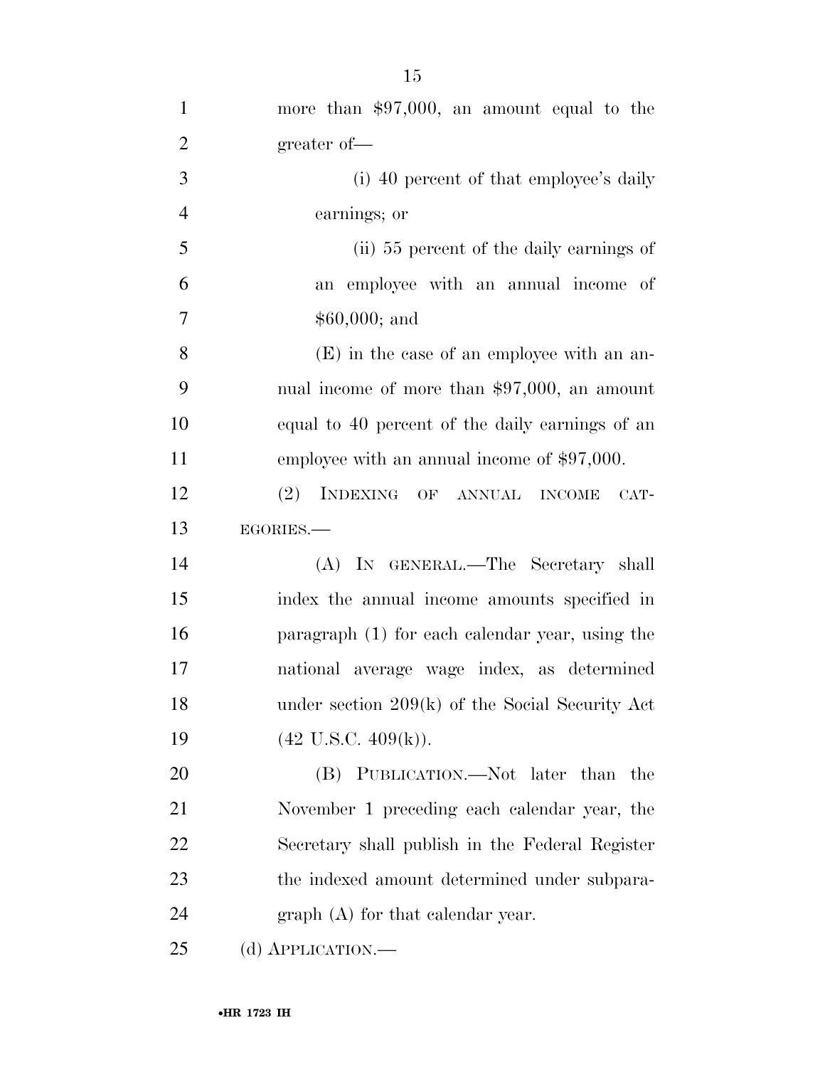more than $97,000, an amount equal to the greater of—

(i) 40 percent of that employee's daily earnings; or

(ii) 55 percent of the daily earnings of an employee with an annual income of $60,000; and

(E) in the case of an employee with an annual income of more than $97,000, an amount equal to 40 percent of the daily earnings of an employee with an annual income of $97,000.

(2) INDEXING OF ANNUAL INCOME CATEGORIES.—

(A) IN GENERAL.—The Secretary shall index the annual income amounts specified in paragraph (1) for each calendar year, using the national average wage index, as determined under section 209(k) of the Social Security Act (42 U.S.C. 409(k)).

(B) PUBLICATION.—Not later than the November 1 preceding each calendar year, the Secretary shall publish in the Federal Register the indexed amount determined under subparagraph (A) for that calendar year.

(d) APPLICATION.—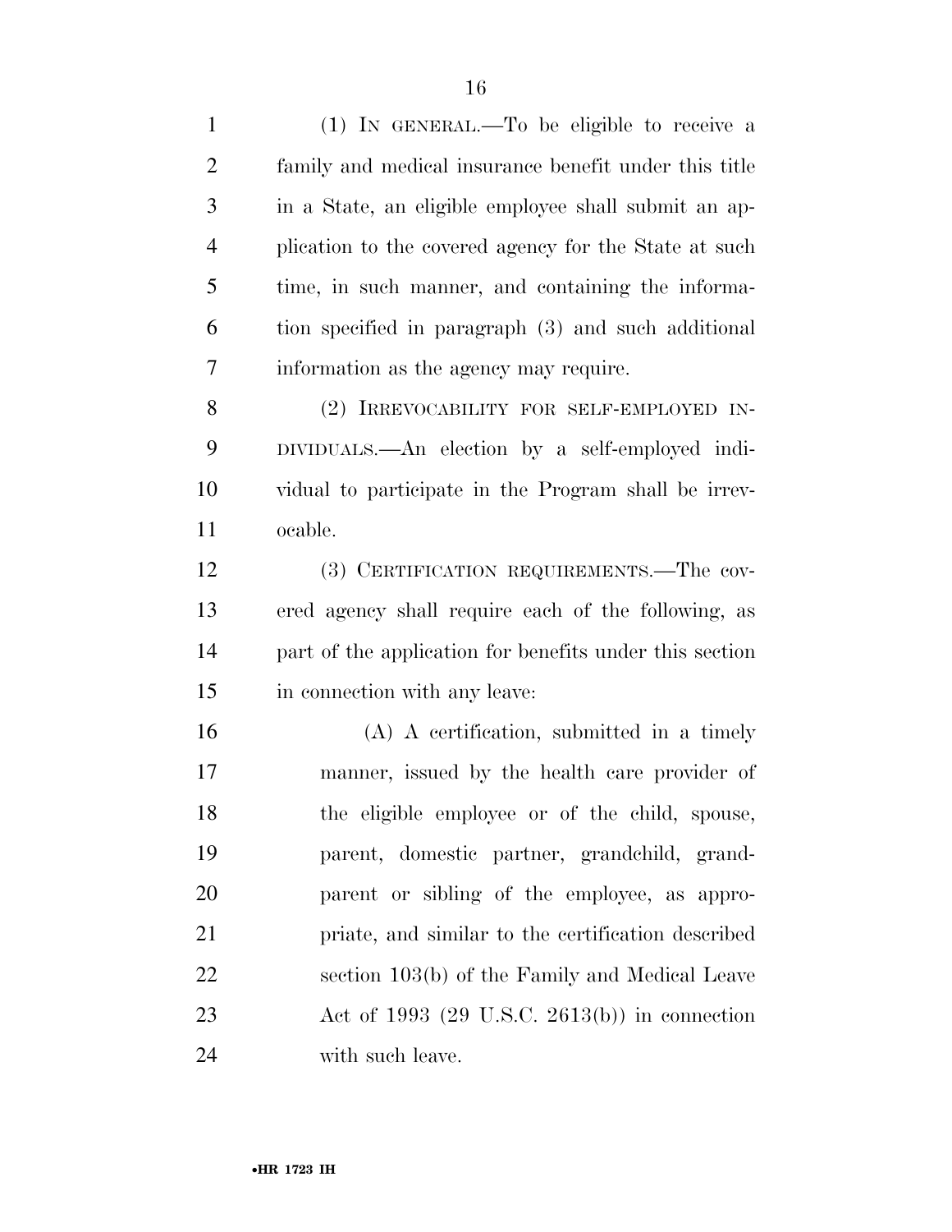(1) IN GENERAL.—To be eligible to receive a family and medical insurance benefit under this title in a State, an eligible employee shall submit an application to the covered agency for the State at such time, in such manner, and containing the information specified in paragraph (3) and such additional information as the agency may require.

(2) IRREVOCABILITY FOR SELF-EMPLOYED INDIVIDUALS.—An election by a self-employed individual to participate in the Program shall be irrevocable.

(3) CERTIFICATION REQUIREMENTS.—The covered agency shall require each of the following, as part of the application for benefits under this section in connection with any leave:

(A) A certification, submitted in a timely manner, issued by the health care provider of the eligible employee or of the child, spouse, parent, domestic partner, grandchild, grandparent or sibling of the employee, as appropriate, and similar to the certification described section 103(b) of the Family and Medical Leave Act of 1993 (29 U.S.C. 2613(b)) in connection with such leave.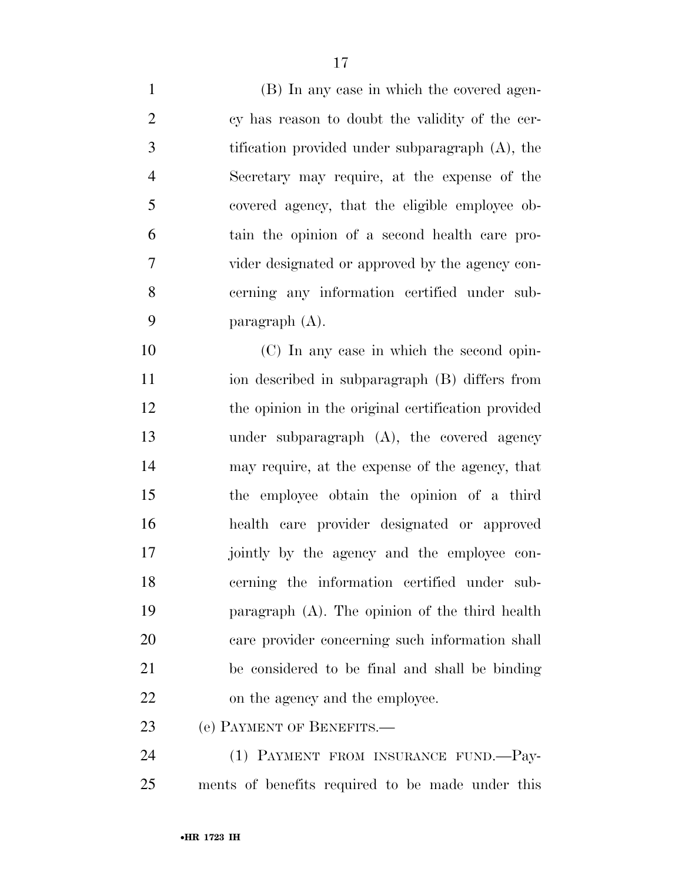(B) In any case in which the covered agency has reason to doubt the validity of the certification provided under subparagraph (A), the Secretary may require, at the expense of the covered agency, that the eligible employee obtain the opinion of a second health care provider designated or approved by the agency concerning any information certified under subparagraph (A).

(C) In any case in which the second opinion described in subparagraph (B) differs from the opinion in the original certification provided under subparagraph (A), the covered agency may require, at the expense of the agency, that the employee obtain the opinion of a third health care provider designated or approved jointly by the agency and the employee concerning the information certified under subparagraph (A). The opinion of the third health care provider concerning such information shall be considered to be final and shall be binding on the agency and the employee.

(e) PAYMENT OF BENEFITS.—

(1) PAYMENT FROM INSURANCE FUND.—Payments of benefits required to be made under this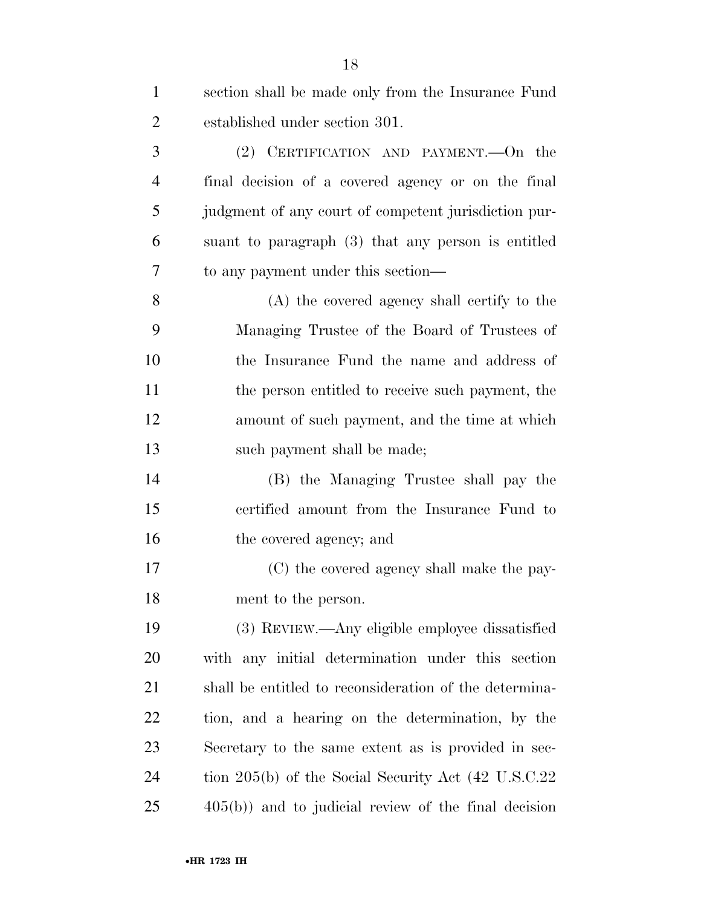section shall be made only from the Insurance Fund established under section 301.

(2) CERTIFICATION AND PAYMENT.—On the final decision of a covered agency or on the final judgment of any court of competent jurisdiction pursuant to paragraph (3) that any person is entitled to any payment under this section—

(A) the covered agency shall certify to the Managing Trustee of the Board of Trustees of the Insurance Fund the name and address of the person entitled to receive such payment, the amount of such payment, and the time at which such payment shall be made;

(B) the Managing Trustee shall pay the certified amount from the Insurance Fund to the covered agency; and

(C) the covered agency shall make the payment to the person.

(3) REVIEW.—Any eligible employee dissatisfied with any initial determination under this section shall be entitled to reconsideration of the determination, and a hearing on the determination, by the Secretary to the same extent as is provided in section 205(b) of the Social Security Act (42 U.S.C.22 405(b)) and to judicial review of the final decision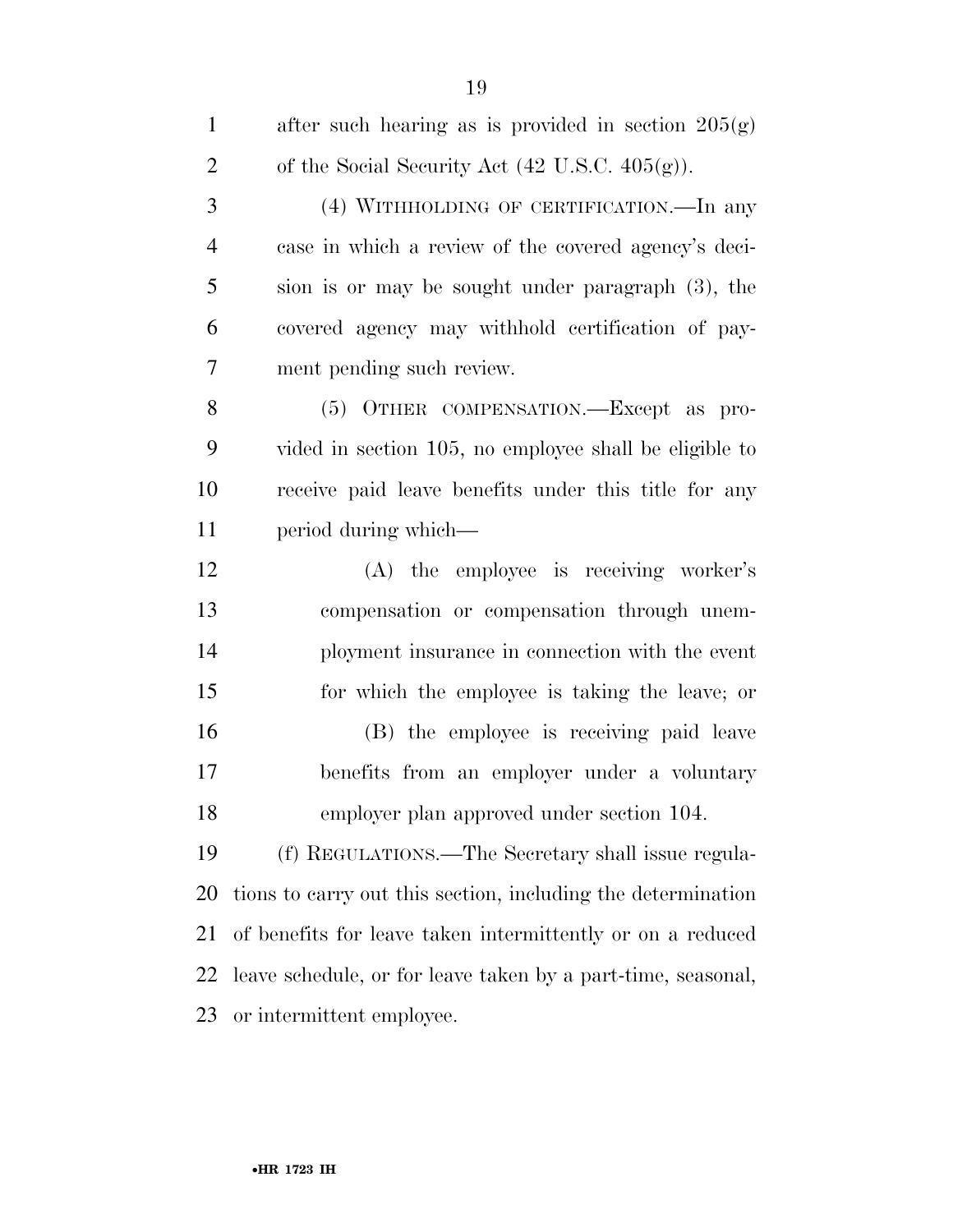after such hearing as is provided in section 205(g) of the Social Security Act (42 U.S.C. 405(g)).

(4) WITHHOLDING OF CERTIFICATION.—In any case in which a review of the covered agency's decision is or may be sought under paragraph (3), the covered agency may withhold certification of payment pending such review.

(5) OTHER COMPENSATION.—Except as provided in section 105, no employee shall be eligible to receive paid leave benefits under this title for any period during which—

(A) the employee is receiving worker's compensation or compensation through unemployment insurance in connection with the event for which the employee is taking the leave; or

(B) the employee is receiving paid leave benefits from an employer under a voluntary employer plan approved under section 104.

(f) REGULATIONS.—The Secretary shall issue regulations to carry out this section, including the determination of benefits for leave taken intermittently or on a reduced leave schedule, or for leave taken by a part-time, seasonal, or intermittent employee.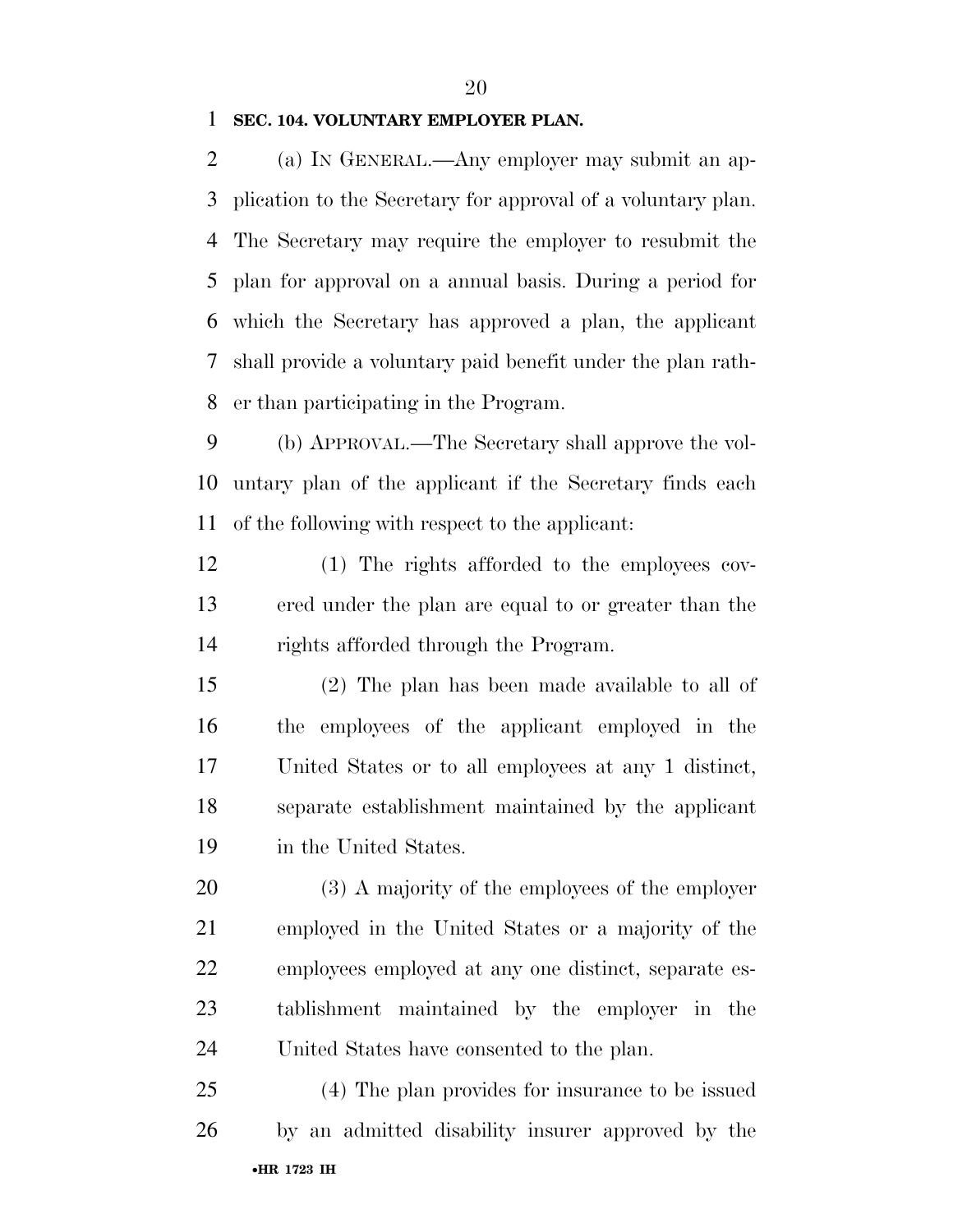**SEC. 104. VOLUNTARY EMPLOYER PLAN.**

(a) IN GENERAL.—Any employer may submit an application to the Secretary for approval of a voluntary plan. The Secretary may require the employer to resubmit the plan for approval on a annual basis. During a period for which the Secretary has approved a plan, the applicant shall provide a voluntary paid benefit under the plan rather than participating in the Program.

(b) APPROVAL.—The Secretary shall approve the voluntary plan of the applicant if the Secretary finds each of the following with respect to the applicant:

(1) The rights afforded to the employees covered under the plan are equal to or greater than the rights afforded through the Program.

(2) The plan has been made available to all of the employees of the applicant employed in the United States or to all employees at any 1 distinct, separate establishment maintained by the applicant in the United States.

(3) A majority of the employees of the employer employed in the United States or a majority of the employees employed at any one distinct, separate establishment maintained by the employer in the United States have consented to the plan.

(4) The plan provides for insurance to be issued by an admitted disability insurer approved by the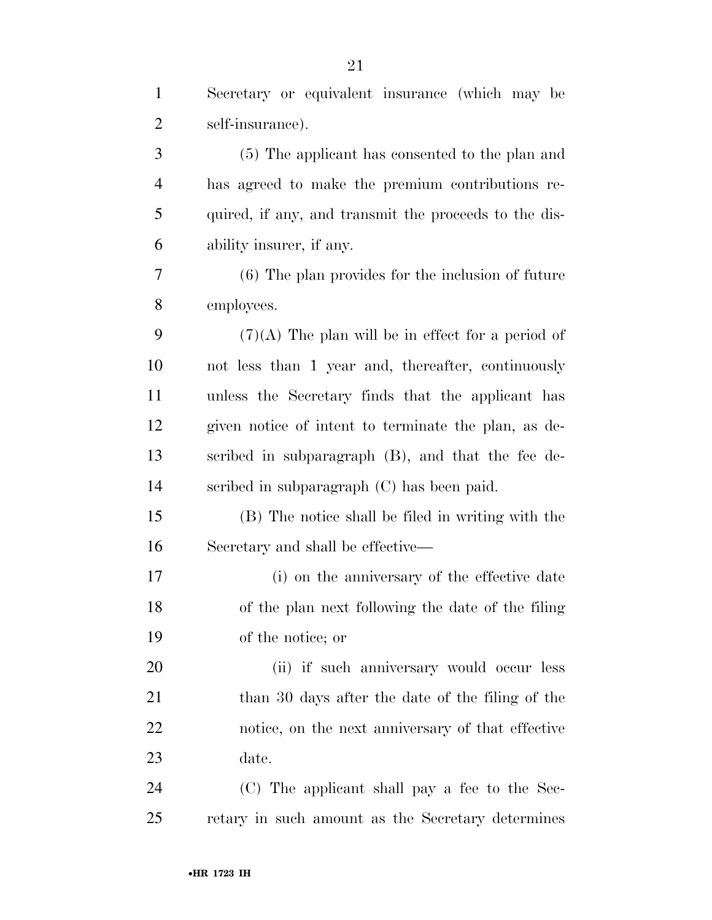Secretary or equivalent insurance (which may be self-insurance).

(5) The applicant has consented to the plan and has agreed to make the premium contributions required, if any, and transmit the proceeds to the disability insurer, if any.

(6) The plan provides for the inclusion of future employees.

(7)(A) The plan will be in effect for a period of not less than 1 year and, thereafter, continuously unless the Secretary finds that the applicant has given notice of intent to terminate the plan, as described in subparagraph (B), and that the fee described in subparagraph (C) has been paid.

(B) The notice shall be filed in writing with the Secretary and shall be effective—

(i) on the anniversary of the effective date of the plan next following the date of the filing of the notice; or

(ii) if such anniversary would occur less than 30 days after the date of the filing of the notice, on the next anniversary of that effective date.

(C) The applicant shall pay a fee to the Secretary in such amount as the Secretary determines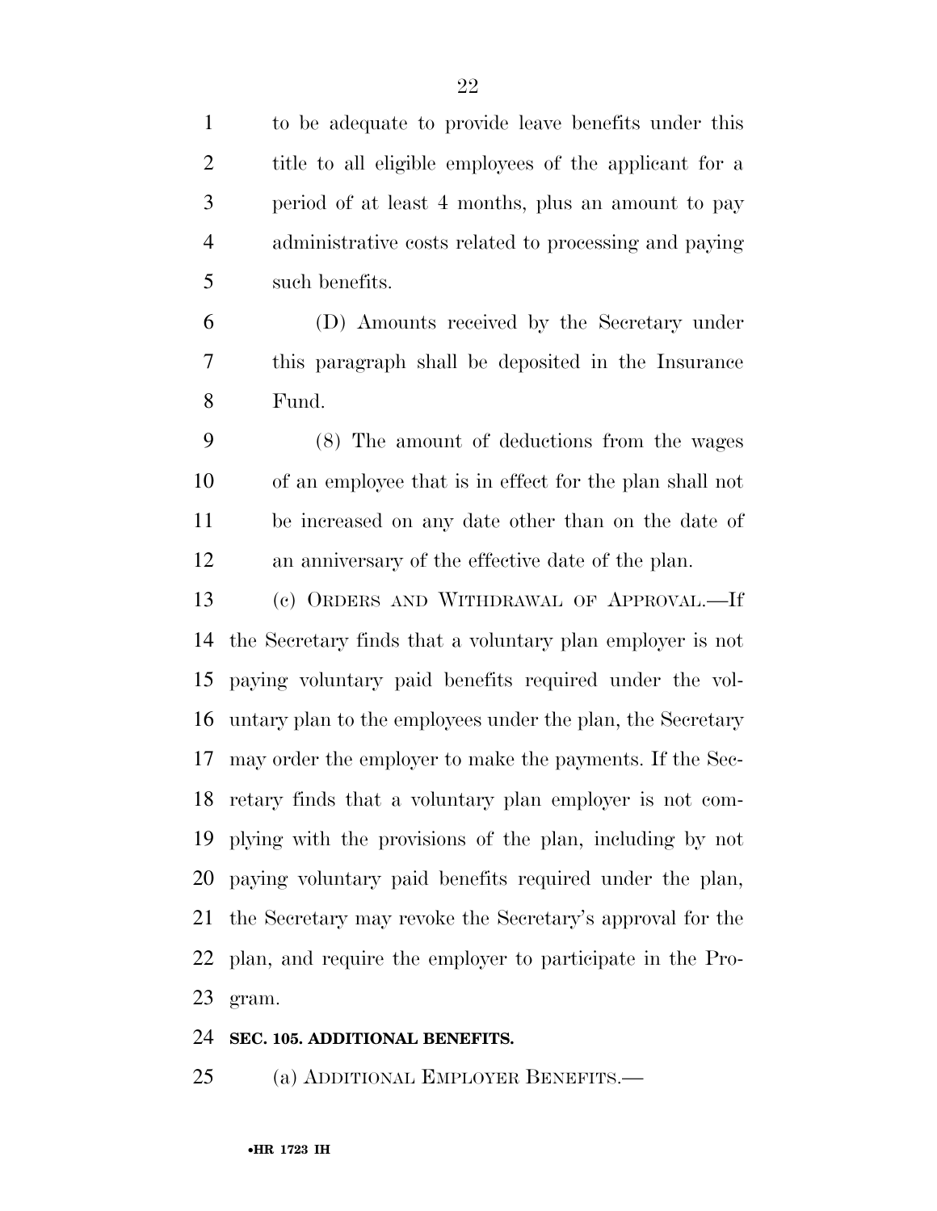to be adequate to provide leave benefits under this title to all eligible employees of the applicant for a period of at least 4 months, plus an amount to pay administrative costs related to processing and paying such benefits.

(D) Amounts received by the Secretary under this paragraph shall be deposited in the Insurance Fund.

(8) The amount of deductions from the wages of an employee that is in effect for the plan shall not be increased on any date other than on the date of an anniversary of the effective date of the plan.

(c) ORDERS AND WITHDRAWAL OF APPROVAL.—If the Secretary finds that a voluntary plan employer is not paying voluntary paid benefits required under the voluntary plan to the employees under the plan, the Secretary may order the employer to make the payments. If the Secretary finds that a voluntary plan employer is not complying with the provisions of the plan, including by not paying voluntary paid benefits required under the plan, the Secretary may revoke the Secretary's approval for the plan, and require the employer to participate in the Program.

**SEC. 105. ADDITIONAL BENEFITS.**

(a) ADDITIONAL EMPLOYER BENEFITS.—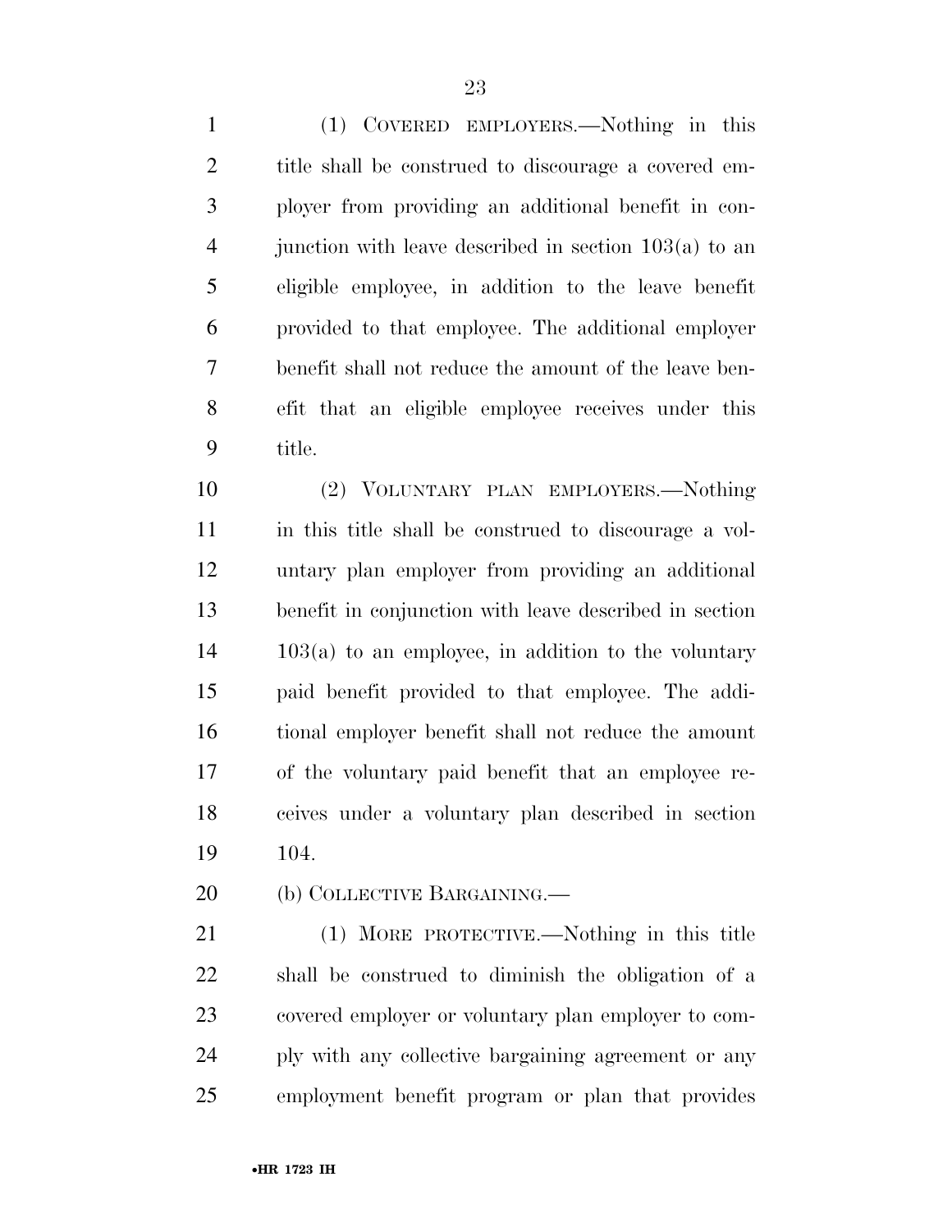(1) COVERED EMPLOYERS.—Nothing in this title shall be construed to discourage a covered employer from providing an additional benefit in conjunction with leave described in section 103(a) to an eligible employee, in addition to the leave benefit provided to that employee. The additional employer benefit shall not reduce the amount of the leave benefit that an eligible employee receives under this title.

(2) VOLUNTARY PLAN EMPLOYERS.—Nothing in this title shall be construed to discourage a voluntary plan employer from providing an additional benefit in conjunction with leave described in section 103(a) to an employee, in addition to the voluntary paid benefit provided to that employee. The additional employer benefit shall not reduce the amount of the voluntary paid benefit that an employee receives under a voluntary plan described in section 104.

(b) COLLECTIVE BARGAINING.—

(1) MORE PROTECTIVE.—Nothing in this title shall be construed to diminish the obligation of a covered employer or voluntary plan employer to comply with any collective bargaining agreement or any employment benefit program or plan that provides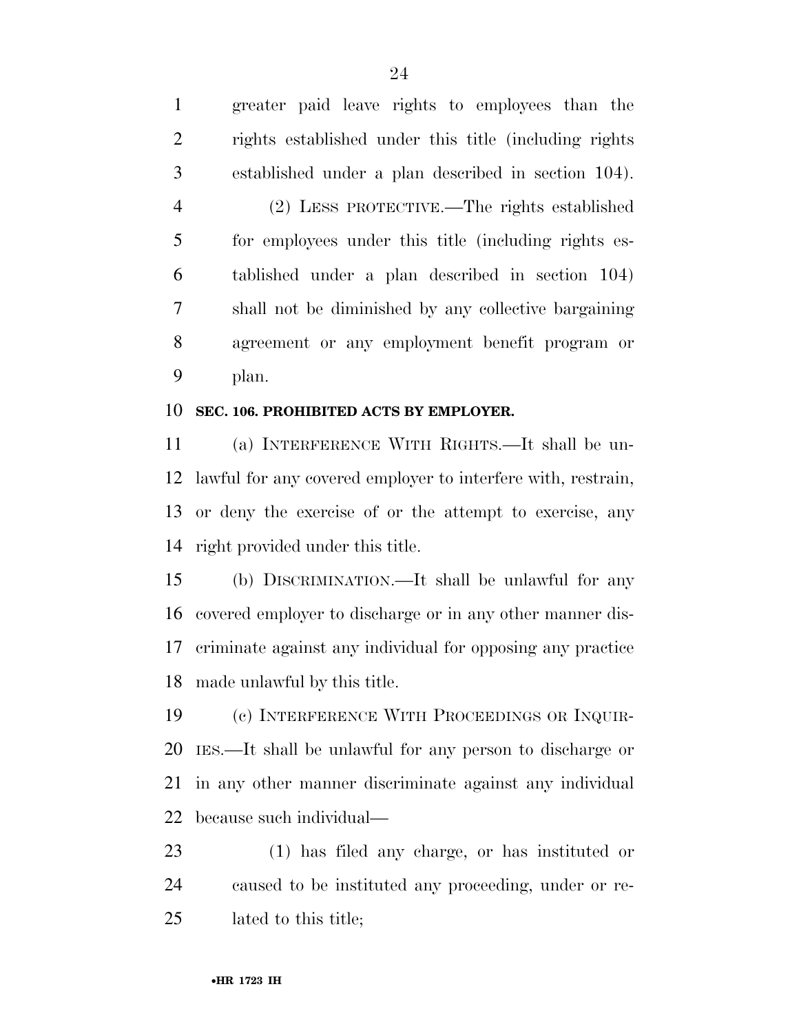greater paid leave rights to employees than the rights established under this title (including rights established under a plan described in section 104).

(2) LESS PROTECTIVE.—The rights established for employees under this title (including rights established under a plan described in section 104) shall not be diminished by any collective bargaining agreement or any employment benefit program or plan.

### SEC. 106. PROHIBITED ACTS BY EMPLOYER.

(a) INTERFERENCE WITH RIGHTS.—It shall be unlawful for any covered employer to interfere with, restrain, or deny the exercise of or the attempt to exercise, any right provided under this title.

(b) DISCRIMINATION.—It shall be unlawful for any covered employer to discharge or in any other manner discriminate against any individual for opposing any practice made unlawful by this title.

(c) INTERFERENCE WITH PROCEEDINGS OR INQUIRIES.—It shall be unlawful for any person to discharge or in any other manner discriminate against any individual because such individual—

(1) has filed any charge, or has instituted or caused to be instituted any proceeding, under or related to this title;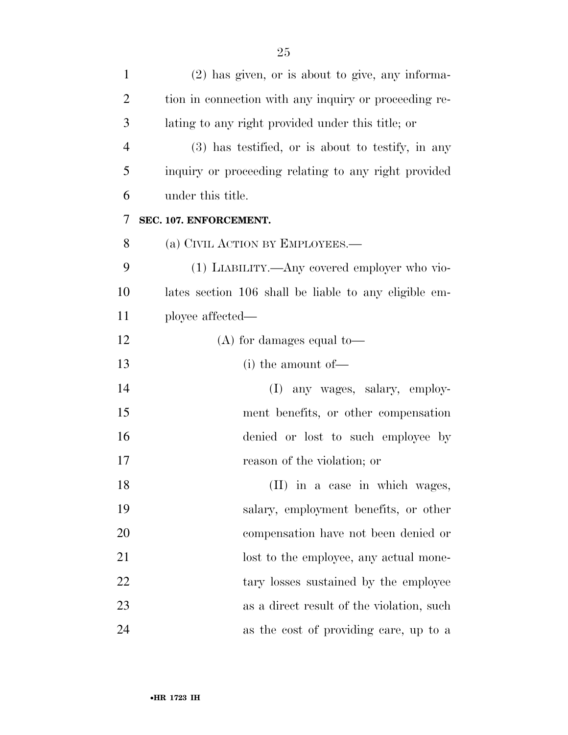(2) has given, or is about to give, any information in connection with any inquiry or proceeding relating to any right provided under this title; or

(3) has testified, or is about to testify, in any inquiry or proceeding relating to any right provided under this title.

**SEC. 107. ENFORCEMENT.**

(a) CIVIL ACTION BY EMPLOYEES.—

(1) LIABILITY.—Any covered employer who violates section 106 shall be liable to any eligible employee affected—

(A) for damages equal to—

(i) the amount of—

(I) any wages, salary, employment benefits, or other compensation denied or lost to such employee by reason of the violation; or

(II) in a case in which wages, salary, employment benefits, or other compensation have not been denied or lost to the employee, any actual monetary losses sustained by the employee as a direct result of the violation, such as the cost of providing care, up to a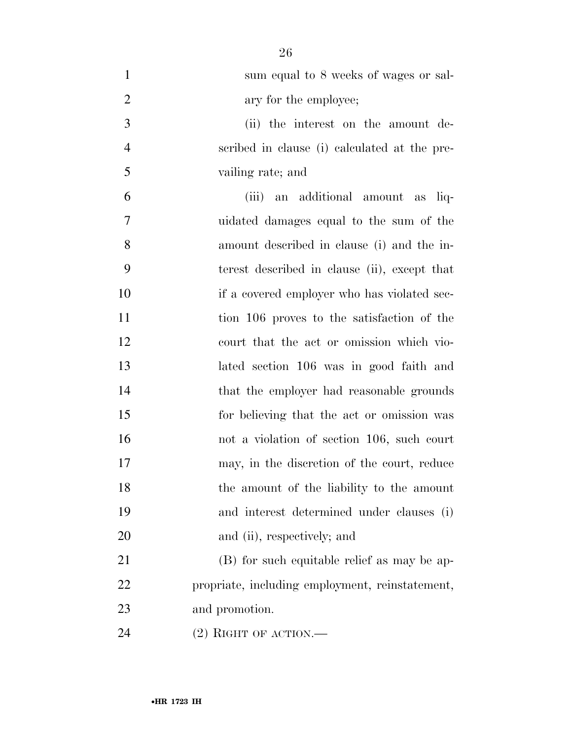sum equal to 8 weeks of wages or salary for the employee;

(ii) the interest on the amount described in clause (i) calculated at the prevailing rate; and

(iii) an additional amount as liquidated damages equal to the sum of the amount described in clause (i) and the interest described in clause (ii), except that if a covered employer who has violated section 106 proves to the satisfaction of the court that the act or omission which violated section 106 was in good faith and that the employer had reasonable grounds for believing that the act or omission was not a violation of section 106, such court may, in the discretion of the court, reduce the amount of the liability to the amount and interest determined under clauses (i) and (ii), respectively; and

(B) for such equitable relief as may be appropriate, including employment, reinstatement, and promotion.

(2) RIGHT OF ACTION.—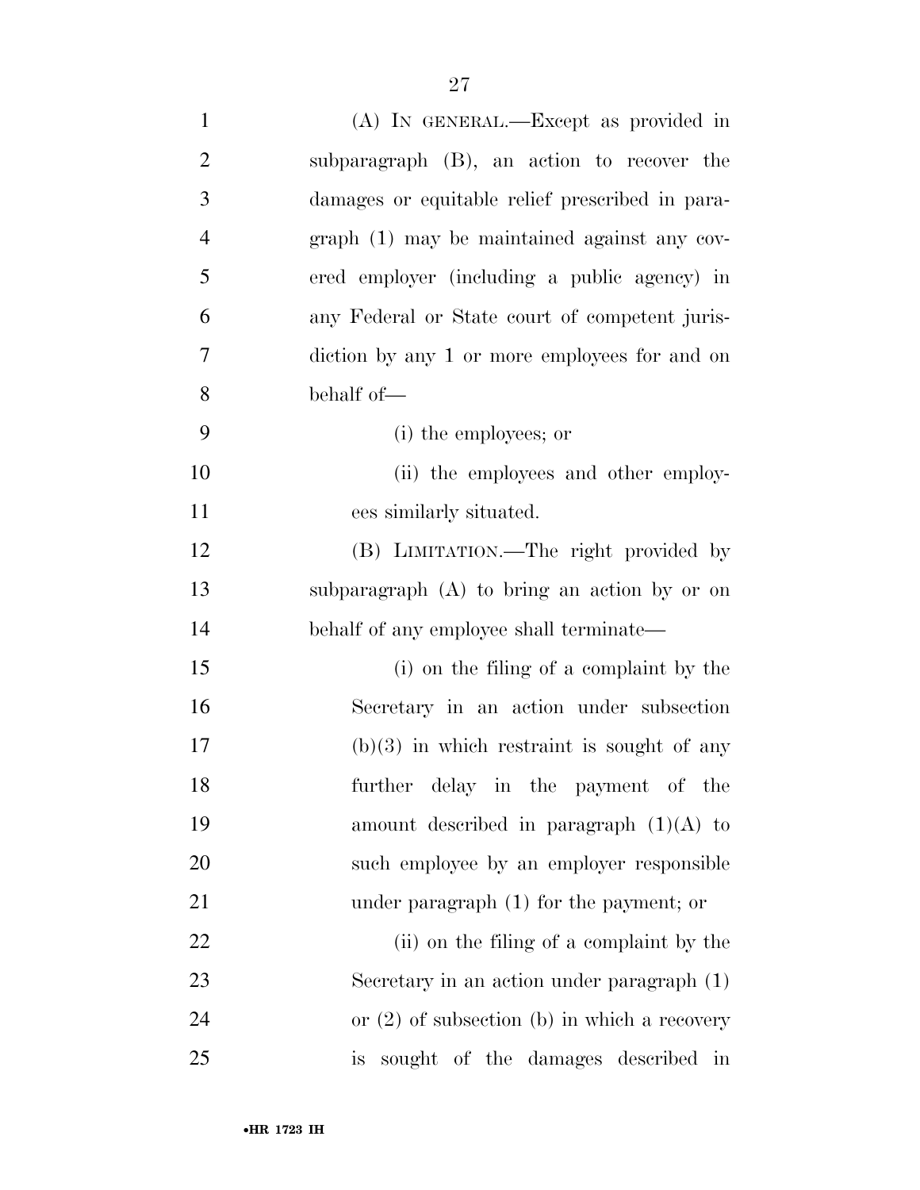(A) IN GENERAL.—Except as provided in subparagraph (B), an action to recover the damages or equitable relief prescribed in paragraph (1) may be maintained against any covered employer (including a public agency) in any Federal or State court of competent jurisdiction by any 1 or more employees for and on behalf of—

(i) the employees; or

(ii) the employees and other employees similarly situated.

(B) LIMITATION.—The right provided by subparagraph (A) to bring an action by or on behalf of any employee shall terminate—

(i) on the filing of a complaint by the Secretary in an action under subsection (b)(3) in which restraint is sought of any further delay in the payment of the amount described in paragraph (1)(A) to such employee by an employer responsible under paragraph (1) for the payment; or

(ii) on the filing of a complaint by the Secretary in an action under paragraph (1) or (2) of subsection (b) in which a recovery is sought of the damages described in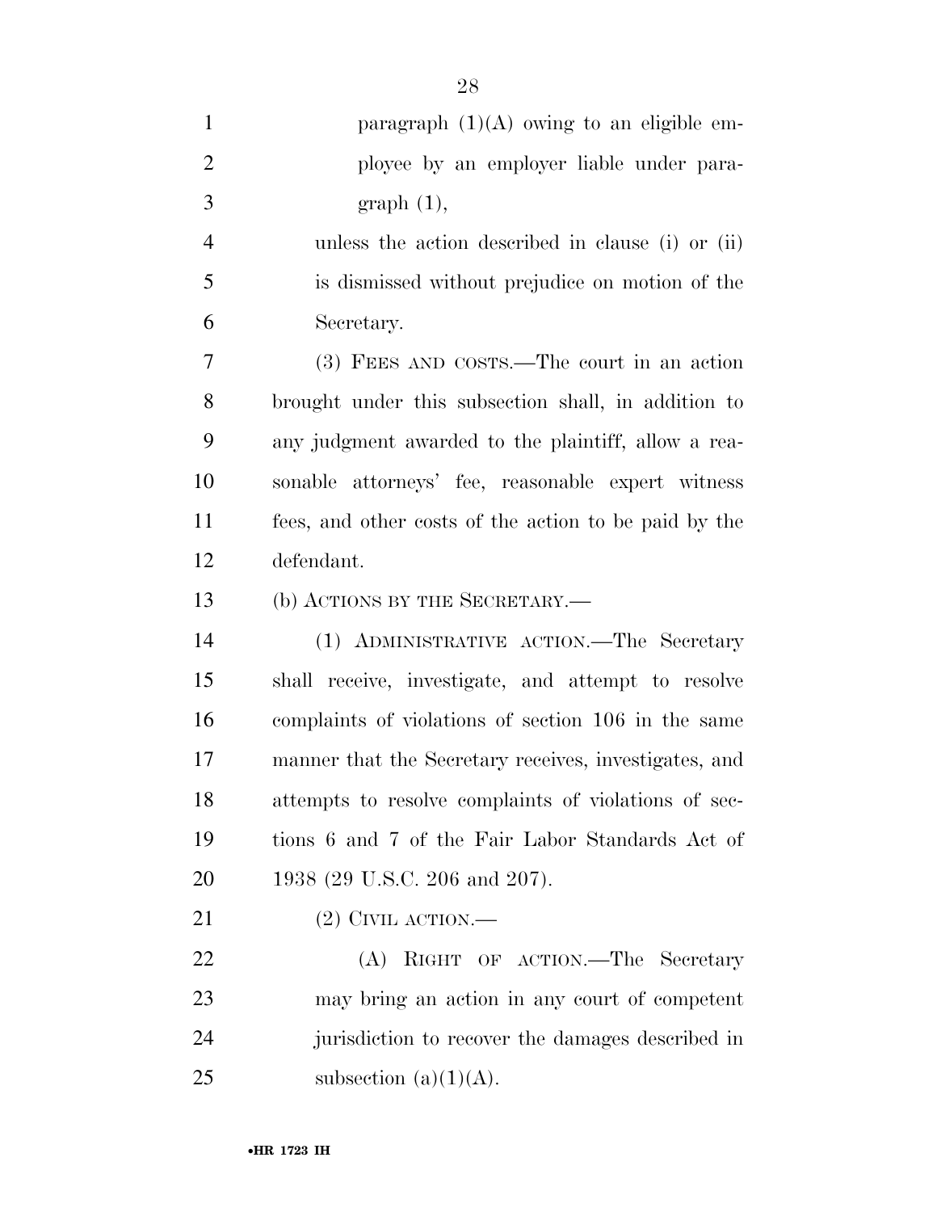paragraph (1)(A) owing to an eligible employee by an employer liable under paragraph (1),

unless the action described in clause (i) or (ii) is dismissed without prejudice on motion of the Secretary.

(3) FEES AND COSTS.—The court in an action brought under this subsection shall, in addition to any judgment awarded to the plaintiff, allow a reasonable attorneys' fee, reasonable expert witness fees, and other costs of the action to be paid by the defendant.

(b) ACTIONS BY THE SECRETARY.—

(1) ADMINISTRATIVE ACTION.—The Secretary shall receive, investigate, and attempt to resolve complaints of violations of section 106 in the same manner that the Secretary receives, investigates, and attempts to resolve complaints of violations of sections 6 and 7 of the Fair Labor Standards Act of 1938 (29 U.S.C. 206 and 207).

(2) CIVIL ACTION.—

(A) RIGHT OF ACTION.—The Secretary may bring an action in any court of competent jurisdiction to recover the damages described in subsection (a)(1)(A).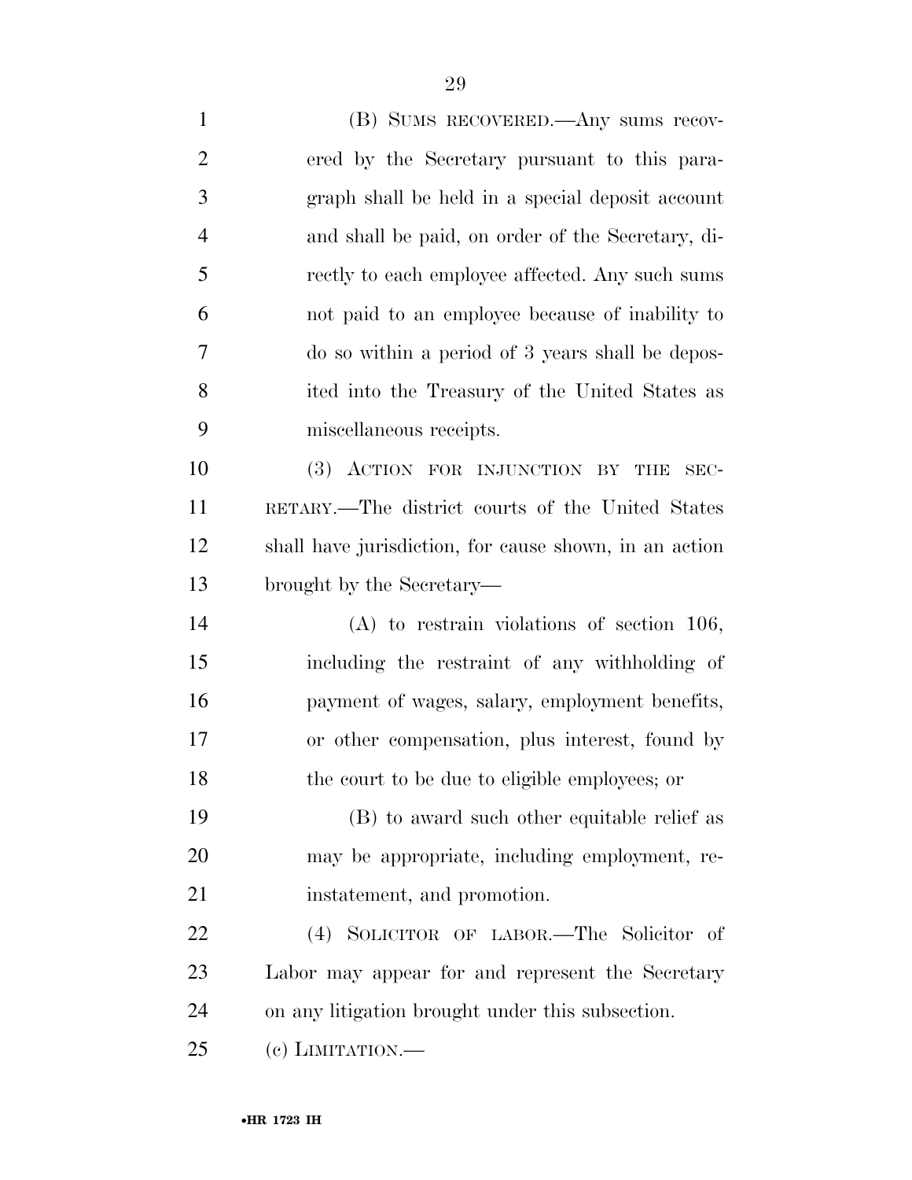(B) SUMS RECOVERED.—Any sums recovered by the Secretary pursuant to this paragraph shall be held in a special deposit account and shall be paid, on order of the Secretary, directly to each employee affected. Any such sums not paid to an employee because of inability to do so within a period of 3 years shall be deposited into the Treasury of the United States as miscellaneous receipts.

(3) ACTION FOR INJUNCTION BY THE SECRETARY.—The district courts of the United States shall have jurisdiction, for cause shown, in an action brought by the Secretary—

(A) to restrain violations of section 106, including the restraint of any withholding of payment of wages, salary, employment benefits, or other compensation, plus interest, found by the court to be due to eligible employees; or

(B) to award such other equitable relief as may be appropriate, including employment, reinstatement, and promotion.

(4) SOLICITOR OF LABOR.—The Solicitor of Labor may appear for and represent the Secretary on any litigation brought under this subsection.

(c) LIMITATION.—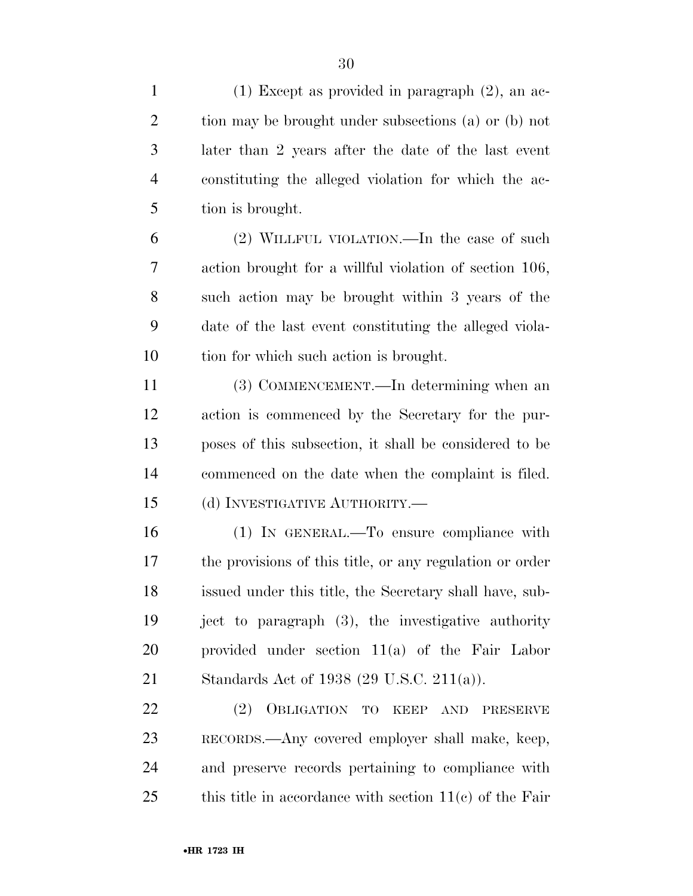(1) Except as provided in paragraph (2), an action may be brought under subsections (a) or (b) not later than 2 years after the date of the last event constituting the alleged violation for which the action is brought.

(2) WILLFUL VIOLATION.—In the case of such action brought for a willful violation of section 106, such action may be brought within 3 years of the date of the last event constituting the alleged violation for which such action is brought.

(3) COMMENCEMENT.—In determining when an action is commenced by the Secretary for the purposes of this subsection, it shall be considered to be commenced on the date when the complaint is filed.

(d) INVESTIGATIVE AUTHORITY.—

(1) IN GENERAL.—To ensure compliance with the provisions of this title, or any regulation or order issued under this title, the Secretary shall have, subject to paragraph (3), the investigative authority provided under section 11(a) of the Fair Labor Standards Act of 1938 (29 U.S.C. 211(a)).

(2) OBLIGATION TO KEEP AND PRESERVE RECORDS.—Any covered employer shall make, keep, and preserve records pertaining to compliance with this title in accordance with section 11(c) of the Fair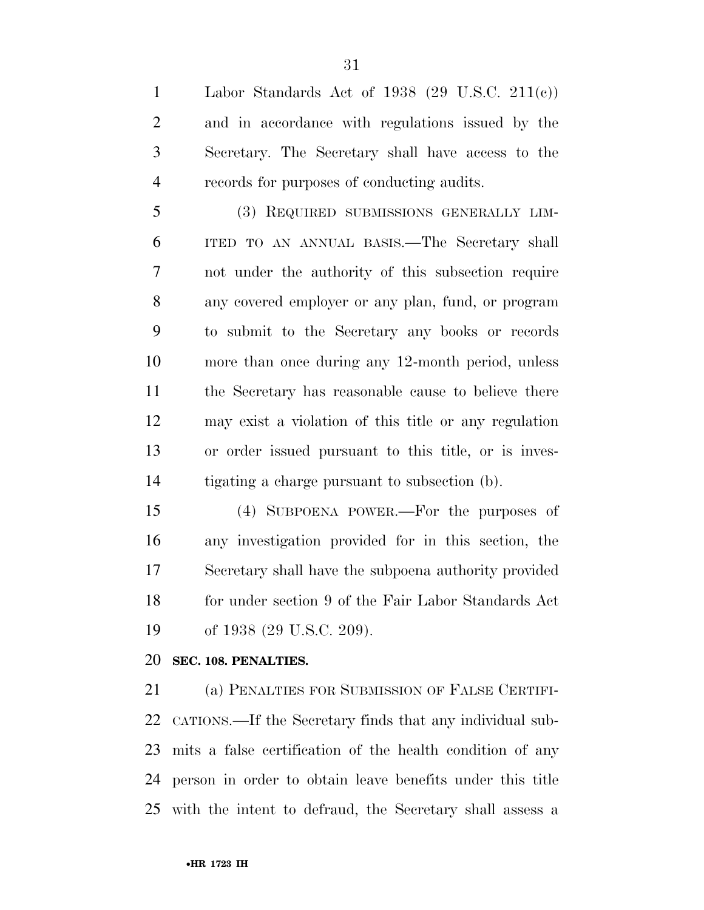Labor Standards Act of 1938 (29 U.S.C. 211(c)) and in accordance with regulations issued by the Secretary. The Secretary shall have access to the records for purposes of conducting audits.

(3) REQUIRED SUBMISSIONS GENERALLY LIMITED TO AN ANNUAL BASIS.—The Secretary shall not under the authority of this subsection require any covered employer or any plan, fund, or program to submit to the Secretary any books or records more than once during any 12-month period, unless the Secretary has reasonable cause to believe there may exist a violation of this title or any regulation or order issued pursuant to this title, or is investigating a charge pursuant to subsection (b).

(4) SUBPOENA POWER.—For the purposes of any investigation provided for in this section, the Secretary shall have the subpoena authority provided for under section 9 of the Fair Labor Standards Act of 1938 (29 U.S.C. 209).

**SEC. 108. PENALTIES.**

(a) PENALTIES FOR SUBMISSION OF FALSE CERTIFICATIONS.—If the Secretary finds that any individual submits a false certification of the health condition of any person in order to obtain leave benefits under this title with the intent to defraud, the Secretary shall assess a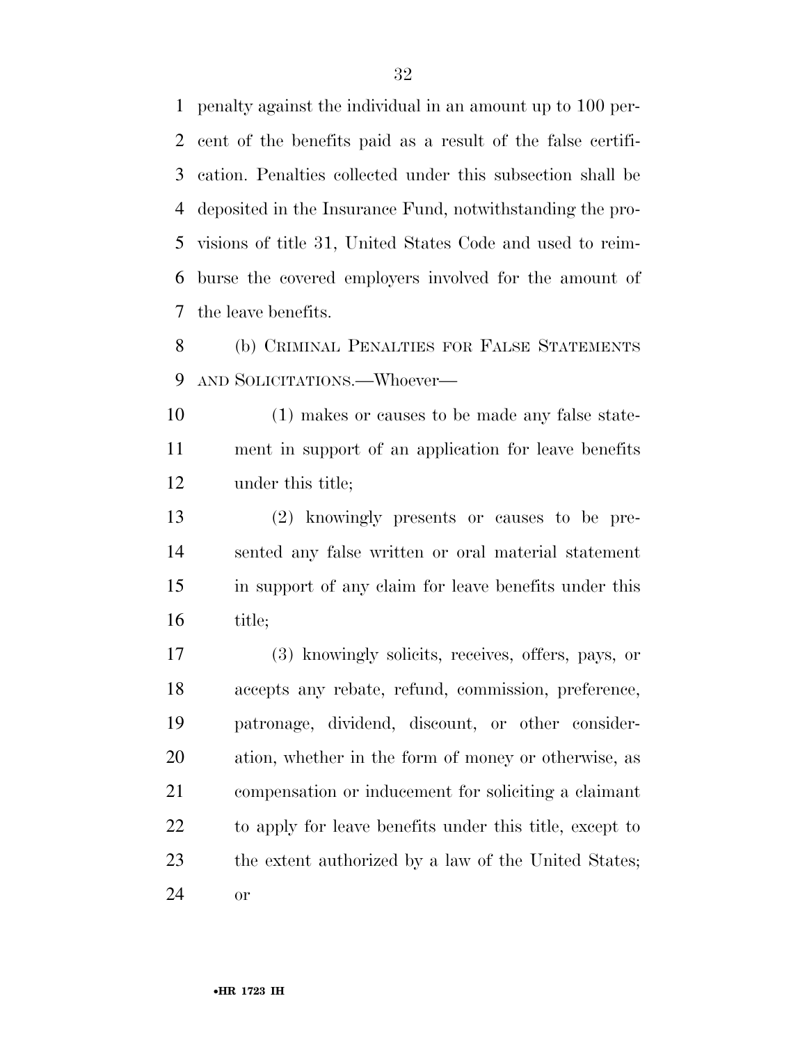penalty against the individual in an amount up to 100 percent of the benefits paid as a result of the false certification. Penalties collected under this subsection shall be deposited in the Insurance Fund, notwithstanding the provisions of title 31, United States Code and used to reimburse the covered employers involved for the amount of the leave benefits.

(b) CRIMINAL PENALTIES FOR FALSE STATEMENTS AND SOLICITATIONS.—Whoever—

(1) makes or causes to be made any false statement in support of an application for leave benefits under this title;

(2) knowingly presents or causes to be presented any false written or oral material statement in support of any claim for leave benefits under this title;

(3) knowingly solicits, receives, offers, pays, or accepts any rebate, refund, commission, preference, patronage, dividend, discount, or other consideration, whether in the form of money or otherwise, as compensation or inducement for soliciting a claimant to apply for leave benefits under this title, except to the extent authorized by a law of the United States; or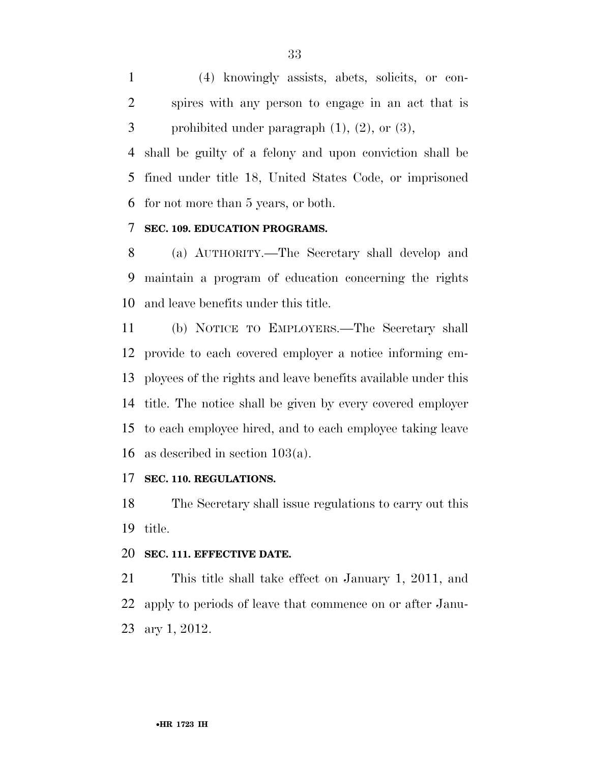(4) knowingly assists, abets, solicits, or conspires with any person to engage in an act that is prohibited under paragraph (1), (2), or (3),

shall be guilty of a felony and upon conviction shall be fined under title 18, United States Code, or imprisoned for not more than 5 years, or both.

**SEC. 109. EDUCATION PROGRAMS.**

(a) AUTHORITY.—The Secretary shall develop and maintain a program of education concerning the rights and leave benefits under this title.

(b) NOTICE TO EMPLOYERS.—The Secretary shall provide to each covered employer a notice informing employees of the rights and leave benefits available under this title. The notice shall be given by every covered employer to each employee hired, and to each employee taking leave as described in section 103(a).

**SEC. 110. REGULATIONS.**

The Secretary shall issue regulations to carry out this title.

**SEC. 111. EFFECTIVE DATE.**

This title shall take effect on January 1, 2011, and apply to periods of leave that commence on or after January 1, 2012.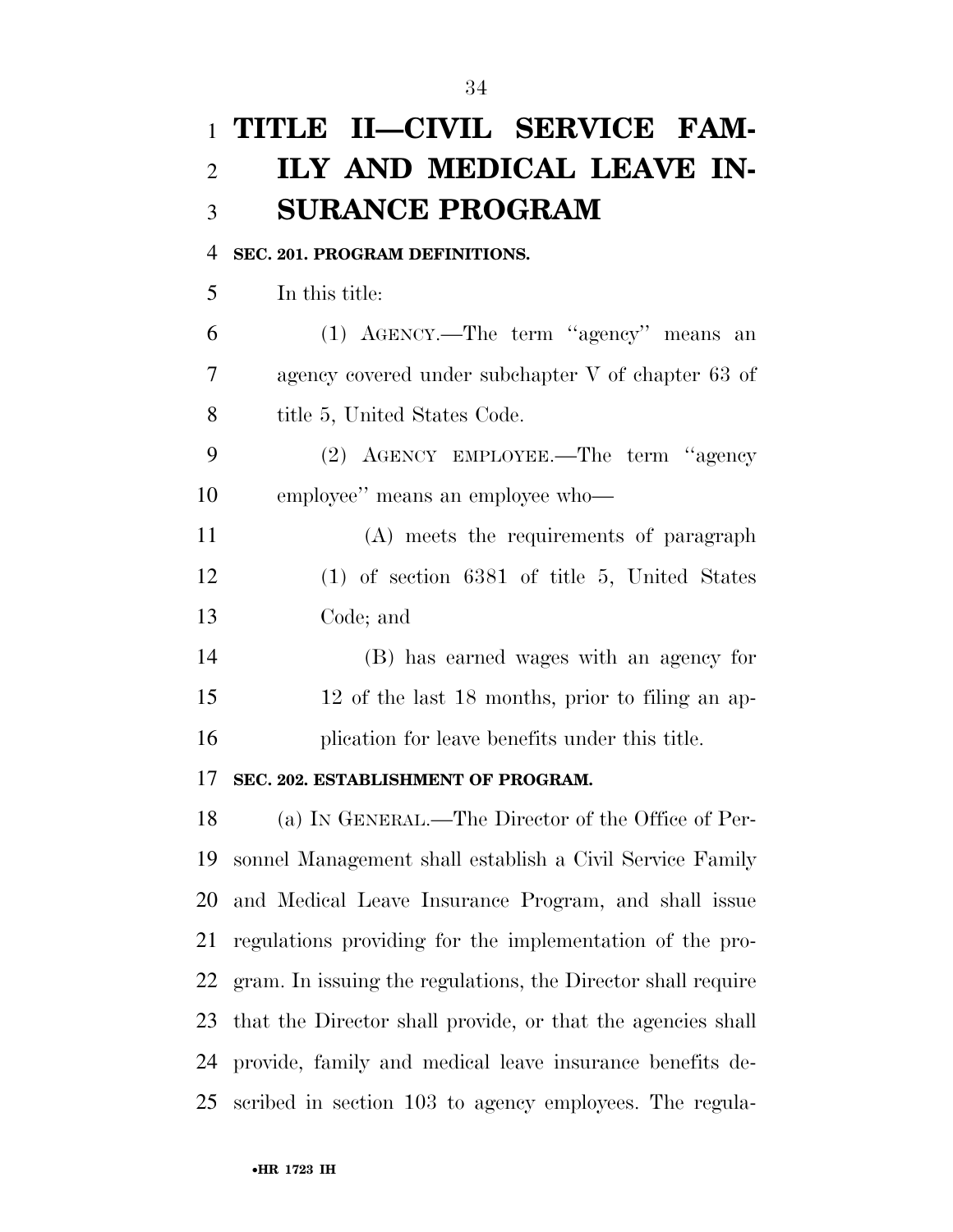# TITLE II—CIVIL SERVICE FAMILY AND MEDICAL LEAVE INSURANCE PROGRAM

**SEC. 201. PROGRAM DEFINITIONS.**

In this title:

(1) AGENCY.—The term "agency" means an agency covered under subchapter V of chapter 63 of title 5, United States Code.

(2) AGENCY EMPLOYEE.—The term "agency employee" means an employee who—

(A) meets the requirements of paragraph (1) of section 6381 of title 5, United States Code; and

(B) has earned wages with an agency for 12 of the last 18 months, prior to filing an application for leave benefits under this title.

**SEC. 202. ESTABLISHMENT OF PROGRAM.**

(a) IN GENERAL.—The Director of the Office of Personnel Management shall establish a Civil Service Family and Medical Leave Insurance Program, and shall issue regulations providing for the implementation of the program. In issuing the regulations, the Director shall require that the Director shall provide, or that the agencies shall provide, family and medical leave insurance benefits described in section 103 to agency employees. The regula-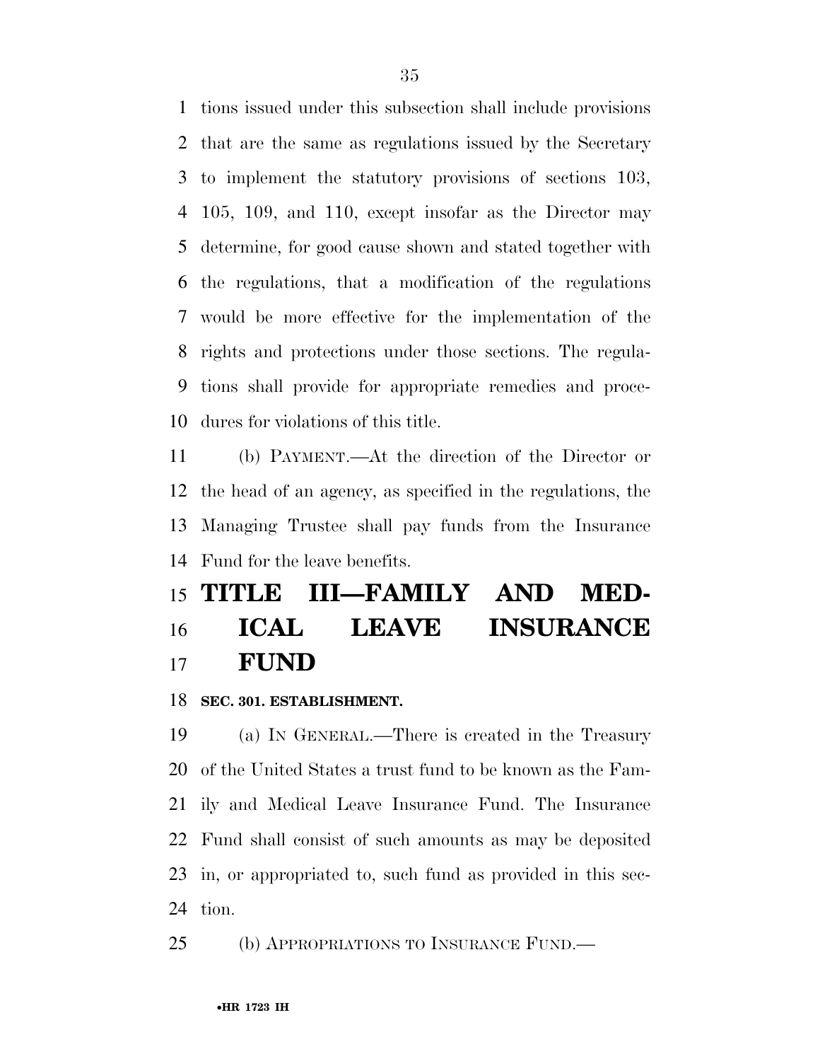tions issued under this subsection shall include provisions that are the same as regulations issued by the Secretary to implement the statutory provisions of sections 103, 105, 109, and 110, except insofar as the Director may determine, for good cause shown and stated together with the regulations, that a modification of the regulations would be more effective for the implementation of the rights and protections under those sections. The regulations shall provide for appropriate remedies and procedures for violations of this title.

(b) PAYMENT.—At the direction of the Director or the head of an agency, as specified in the regulations, the Managing Trustee shall pay funds from the Insurance Fund for the leave benefits.

# TITLE III—FAMILY AND MEDICAL LEAVE INSURANCE FUND

**SEC. 301. ESTABLISHMENT.**

(a) IN GENERAL.—There is created in the Treasury of the United States a trust fund to be known as the Family and Medical Leave Insurance Fund. The Insurance Fund shall consist of such amounts as may be deposited in, or appropriated to, such fund as provided in this section.

(b) APPROPRIATIONS TO INSURANCE FUND.—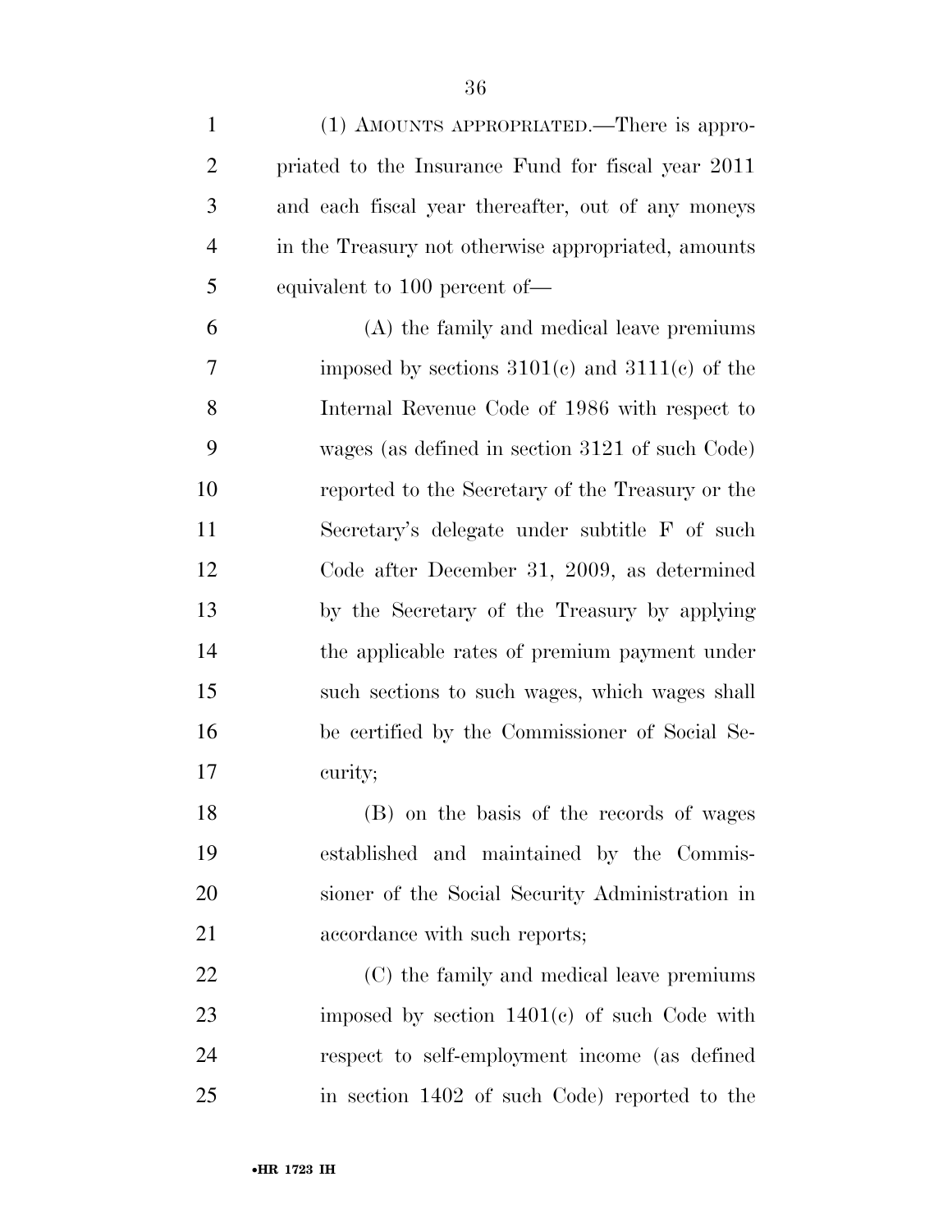(1) AMOUNTS APPROPRIATED.—There is appropriated to the Insurance Fund for fiscal year 2011 and each fiscal year thereafter, out of any moneys in the Treasury not otherwise appropriated, amounts equivalent to 100 percent of—

(A) the family and medical leave premiums imposed by sections 3101(c) and 3111(c) of the Internal Revenue Code of 1986 with respect to wages (as defined in section 3121 of such Code) reported to the Secretary of the Treasury or the Secretary's delegate under subtitle F of such Code after December 31, 2009, as determined by the Secretary of the Treasury by applying the applicable rates of premium payment under such sections to such wages, which wages shall be certified by the Commissioner of Social Security;

(B) on the basis of the records of wages established and maintained by the Commissioner of the Social Security Administration in accordance with such reports;

(C) the family and medical leave premiums imposed by section 1401(c) of such Code with respect to self-employment income (as defined in section 1402 of such Code) reported to the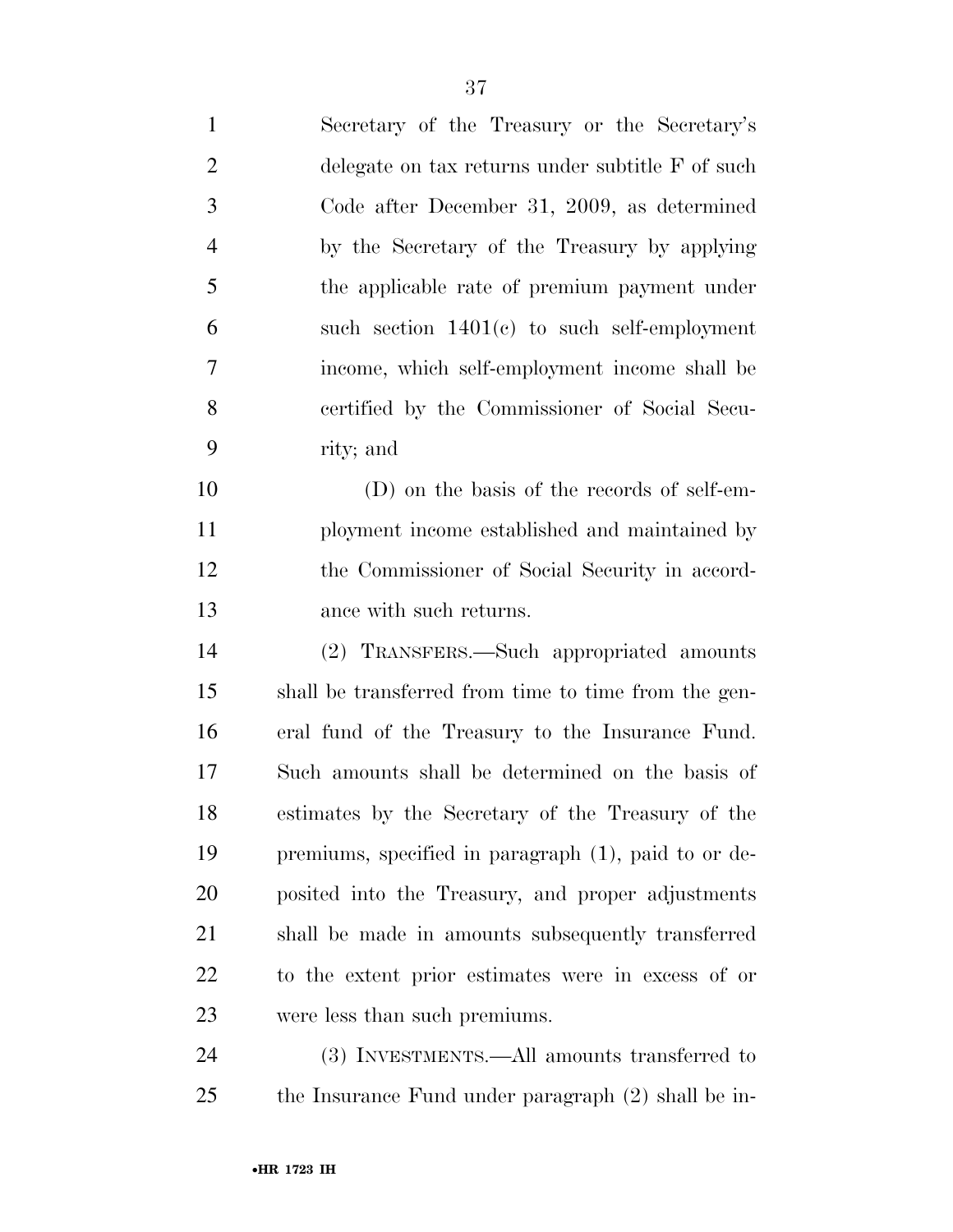Secretary of the Treasury or the Secretary's delegate on tax returns under subtitle F of such Code after December 31, 2009, as determined by the Secretary of the Treasury by applying the applicable rate of premium payment under such section 1401(c) to such self-employment income, which self-employment income shall be certified by the Commissioner of Social Security; and

(D) on the basis of the records of self-employment income established and maintained by the Commissioner of Social Security in accordance with such returns.

(2) TRANSFERS.—Such appropriated amounts shall be transferred from time to time from the general fund of the Treasury to the Insurance Fund. Such amounts shall be determined on the basis of estimates by the Secretary of the Treasury of the premiums, specified in paragraph (1), paid to or deposited into the Treasury, and proper adjustments shall be made in amounts subsequently transferred to the extent prior estimates were in excess of or were less than such premiums.

(3) INVESTMENTS.—All amounts transferred to the Insurance Fund under paragraph (2) shall be in-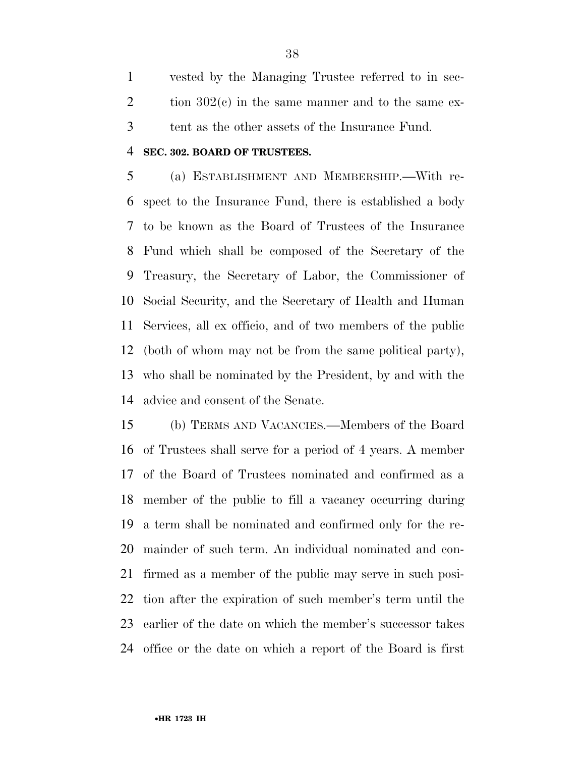vested by the Managing Trustee referred to in section 302(c) in the same manner and to the same extent as the other assets of the Insurance Fund.

**SEC. 302. BOARD OF TRUSTEES.**

(a) ESTABLISHMENT AND MEMBERSHIP.—With respect to the Insurance Fund, there is established a body to be known as the Board of Trustees of the Insurance Fund which shall be composed of the Secretary of the Treasury, the Secretary of Labor, the Commissioner of Social Security, and the Secretary of Health and Human Services, all ex officio, and of two members of the public (both of whom may not be from the same political party), who shall be nominated by the President, by and with the advice and consent of the Senate.

(b) TERMS AND VACANCIES.—Members of the Board of Trustees shall serve for a period of 4 years. A member of the Board of Trustees nominated and confirmed as a member of the public to fill a vacancy occurring during a term shall be nominated and confirmed only for the remainder of such term. An individual nominated and confirmed as a member of the public may serve in such position after the expiration of such member's term until the earlier of the date on which the member's successor takes office or the date on which a report of the Board is first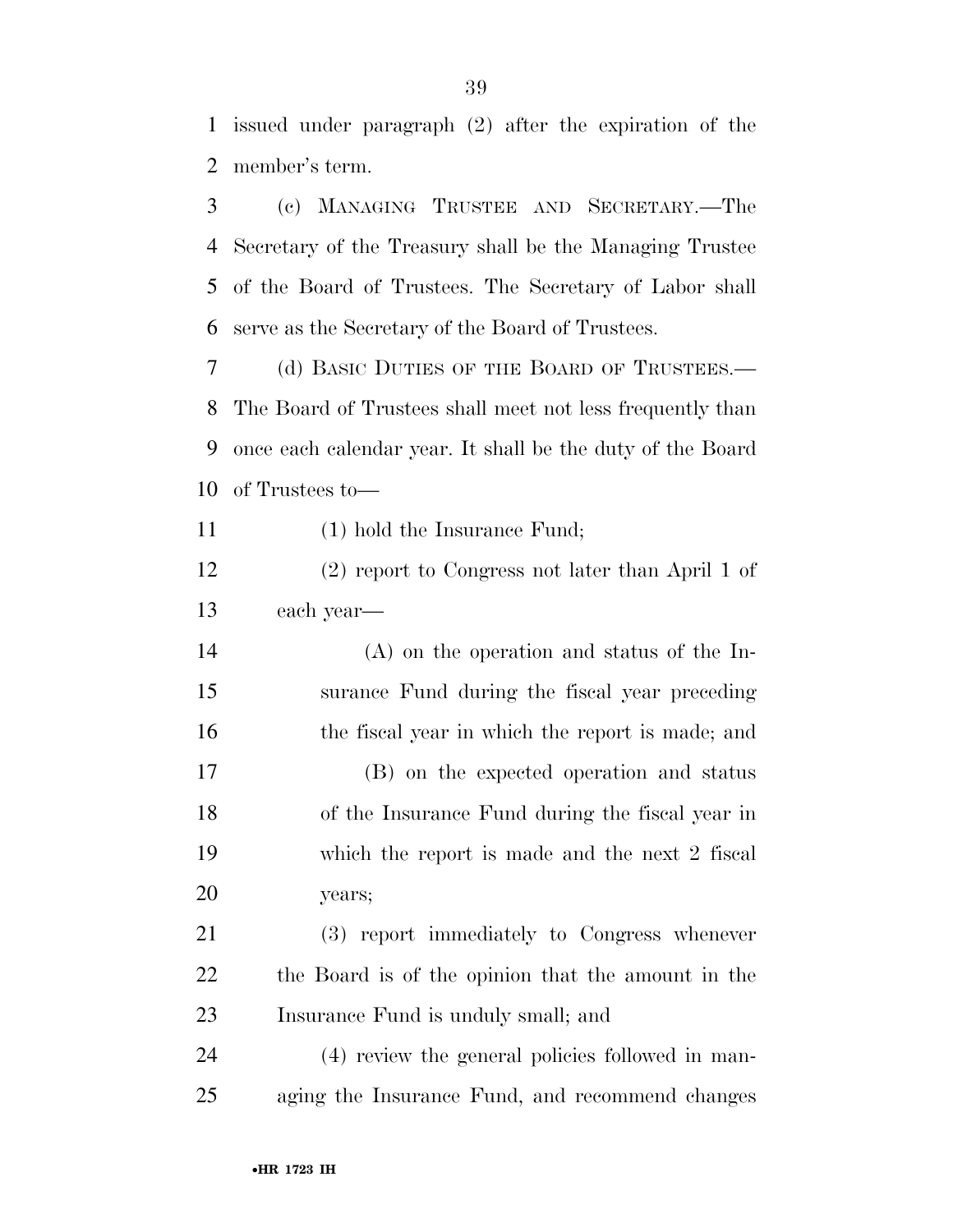issued under paragraph (2) after the expiration of the member's term.

(c) MANAGING TRUSTEE AND SECRETARY.—The Secretary of the Treasury shall be the Managing Trustee of the Board of Trustees. The Secretary of Labor shall serve as the Secretary of the Board of Trustees.

(d) BASIC DUTIES OF THE BOARD OF TRUSTEES.—The Board of Trustees shall meet not less frequently than once each calendar year. It shall be the duty of the Board of Trustees to—

(1) hold the Insurance Fund;

(2) report to Congress not later than April 1 of each year—

(A) on the operation and status of the Insurance Fund during the fiscal year preceding the fiscal year in which the report is made; and

(B) on the expected operation and status of the Insurance Fund during the fiscal year in which the report is made and the next 2 fiscal years;

(3) report immediately to Congress whenever the Board is of the opinion that the amount in the Insurance Fund is unduly small; and

(4) review the general policies followed in managing the Insurance Fund, and recommend changes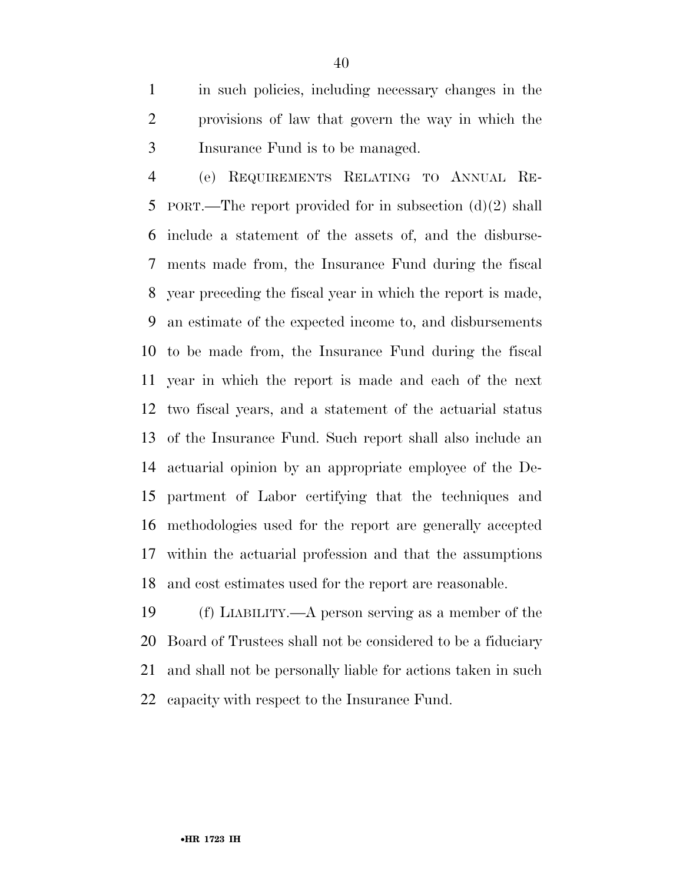in such policies, including necessary changes in the provisions of law that govern the way in which the Insurance Fund is to be managed.

(e) REQUIREMENTS RELATING TO ANNUAL REPORT.—The report provided for in subsection (d)(2) shall include a statement of the assets of, and the disbursements made from, the Insurance Fund during the fiscal year preceding the fiscal year in which the report is made, an estimate of the expected income to, and disbursements to be made from, the Insurance Fund during the fiscal year in which the report is made and each of the next two fiscal years, and a statement of the actuarial status of the Insurance Fund. Such report shall also include an actuarial opinion by an appropriate employee of the Department of Labor certifying that the techniques and methodologies used for the report are generally accepted within the actuarial profession and that the assumptions and cost estimates used for the report are reasonable.

(f) LIABILITY.—A person serving as a member of the Board of Trustees shall not be considered to be a fiduciary and shall not be personally liable for actions taken in such capacity with respect to the Insurance Fund.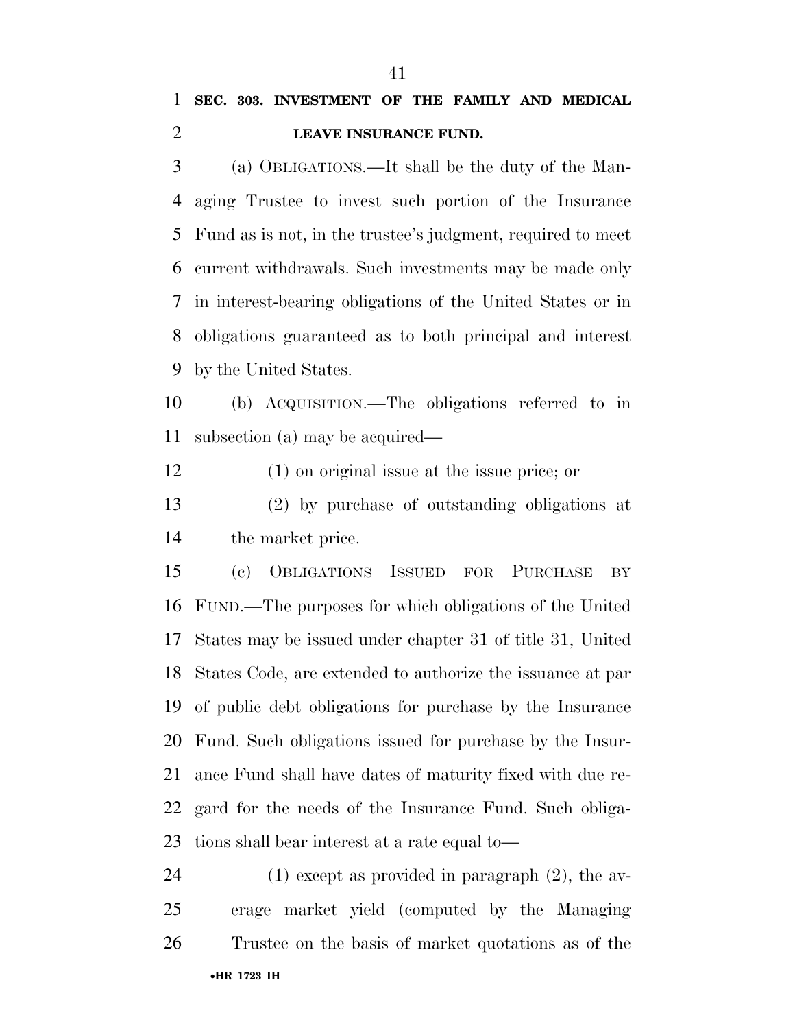**SEC. 303. INVESTMENT OF THE FAMILY AND MEDICAL LEAVE INSURANCE FUND.**

(a) OBLIGATIONS.—It shall be the duty of the Managing Trustee to invest such portion of the Insurance Fund as is not, in the trustee's judgment, required to meet current withdrawals. Such investments may be made only in interest-bearing obligations of the United States or in obligations guaranteed as to both principal and interest by the United States.

(b) ACQUISITION.—The obligations referred to in subsection (a) may be acquired—

(1) on original issue at the issue price; or

(2) by purchase of outstanding obligations at the market price.

(c) OBLIGATIONS ISSUED FOR PURCHASE BY FUND.—The purposes for which obligations of the United States may be issued under chapter 31 of title 31, United States Code, are extended to authorize the issuance at par of public debt obligations for purchase by the Insurance Fund. Such obligations issued for purchase by the Insurance Fund shall have dates of maturity fixed with due regard for the needs of the Insurance Fund. Such obligations shall bear interest at a rate equal to—

(1) except as provided in paragraph (2), the average market yield (computed by the Managing Trustee on the basis of market quotations as of the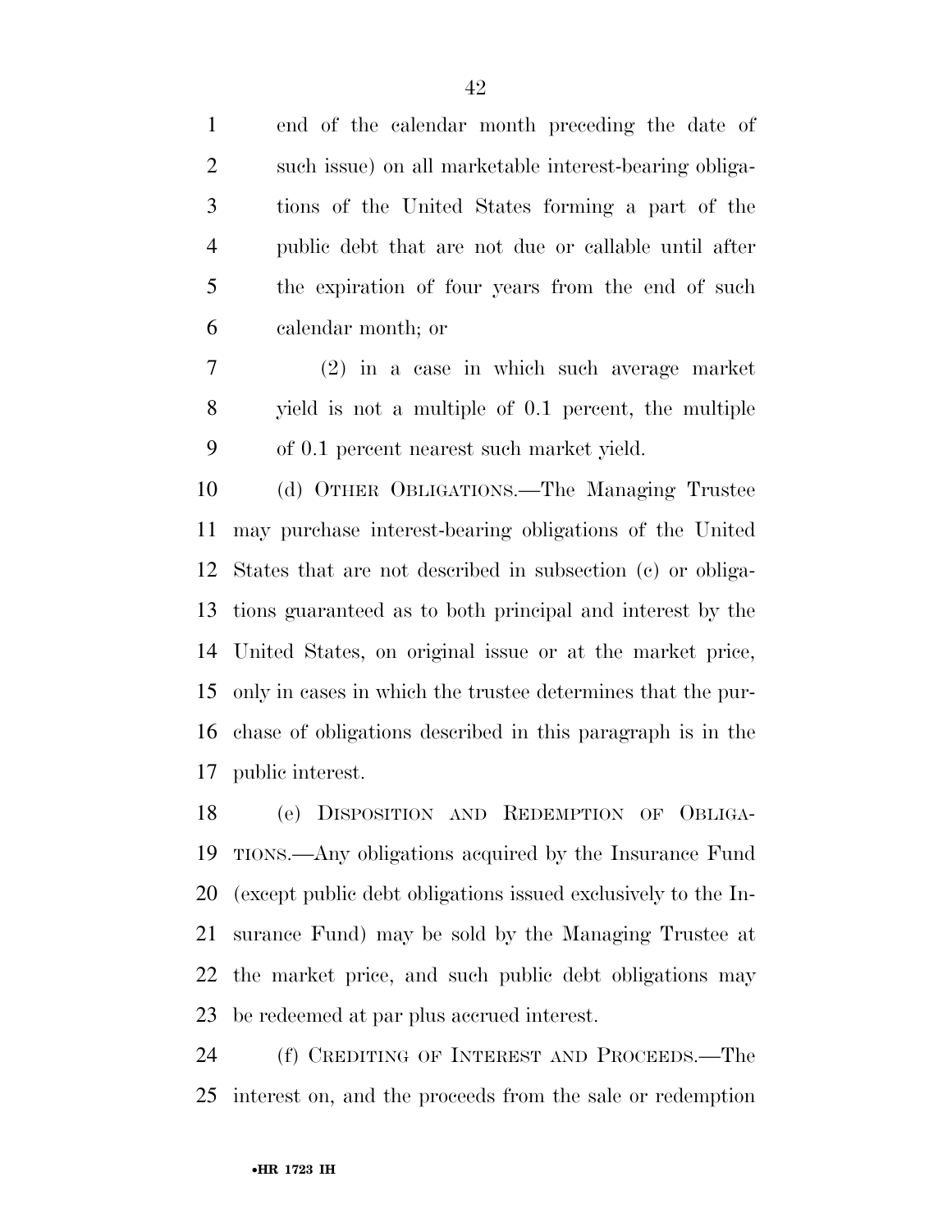end of the calendar month preceding the date of such issue) on all marketable interest-bearing obligations of the United States forming a part of the public debt that are not due or callable until after the expiration of four years from the end of such calendar month; or

(2) in a case in which such average market yield is not a multiple of 0.1 percent, the multiple of 0.1 percent nearest such market yield.

(d) OTHER OBLIGATIONS.—The Managing Trustee may purchase interest-bearing obligations of the United States that are not described in subsection (c) or obligations guaranteed as to both principal and interest by the United States, on original issue or at the market price, only in cases in which the trustee determines that the purchase of obligations described in this paragraph is in the public interest.

(e) DISPOSITION AND REDEMPTION OF OBLIGATIONS.—Any obligations acquired by the Insurance Fund (except public debt obligations issued exclusively to the Insurance Fund) may be sold by the Managing Trustee at the market price, and such public debt obligations may be redeemed at par plus accrued interest.

(f) CREDITING OF INTEREST AND PROCEEDS.—The interest on, and the proceeds from the sale or redemption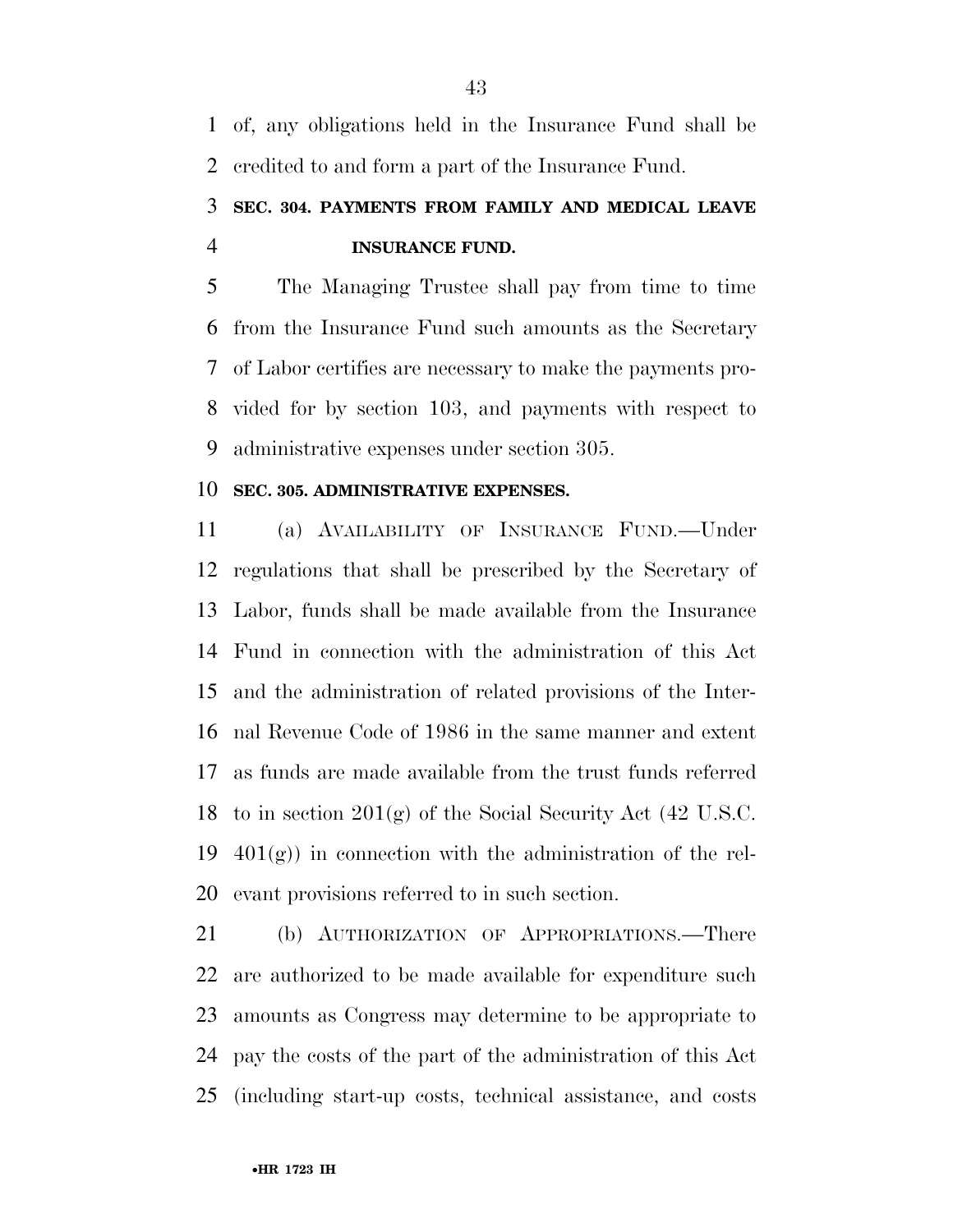of, any obligations held in the Insurance Fund shall be credited to and form a part of the Insurance Fund.

### SEC. 304. PAYMENTS FROM FAMILY AND MEDICAL LEAVE INSURANCE FUND.

The Managing Trustee shall pay from time to time from the Insurance Fund such amounts as the Secretary of Labor certifies are necessary to make the payments provided for by section 103, and payments with respect to administrative expenses under section 305.

### SEC. 305. ADMINISTRATIVE EXPENSES.

(a) AVAILABILITY OF INSURANCE FUND.—Under regulations that shall be prescribed by the Secretary of Labor, funds shall be made available from the Insurance Fund in connection with the administration of this Act and the administration of related provisions of the Internal Revenue Code of 1986 in the same manner and extent as funds are made available from the trust funds referred to in section 201(g) of the Social Security Act (42 U.S.C. 401(g)) in connection with the administration of the relevant provisions referred to in such section.

(b) AUTHORIZATION OF APPROPRIATIONS.—There are authorized to be made available for expenditure such amounts as Congress may determine to be appropriate to pay the costs of the part of the administration of this Act (including start-up costs, technical assistance, and costs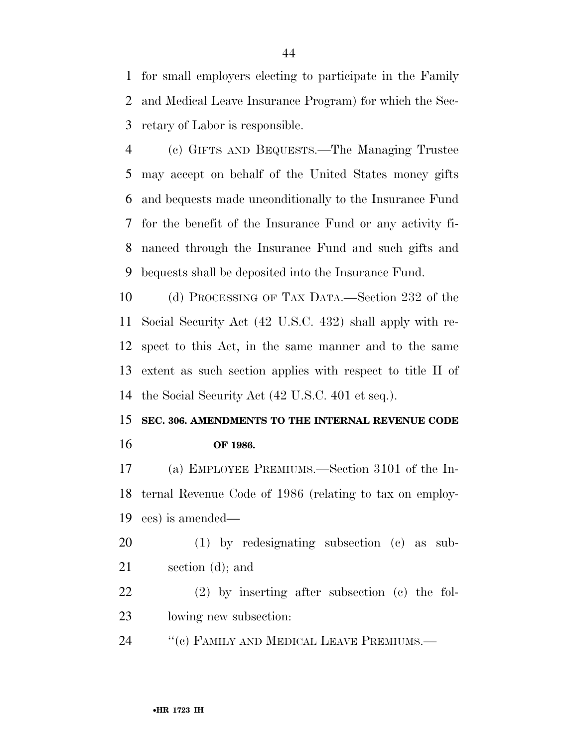for small employers electing to participate in the Family and Medical Leave Insurance Program) for which the Secretary of Labor is responsible.

(c) GIFTS AND BEQUESTS.—The Managing Trustee may accept on behalf of the United States money gifts and bequests made unconditionally to the Insurance Fund for the benefit of the Insurance Fund or any activity financed through the Insurance Fund and such gifts and bequests shall be deposited into the Insurance Fund.

(d) PROCESSING OF TAX DATA.—Section 232 of the Social Security Act (42 U.S.C. 432) shall apply with respect to this Act, in the same manner and to the same extent as such section applies with respect to title II of the Social Security Act (42 U.S.C. 401 et seq.).

**SEC. 306. AMENDMENTS TO THE INTERNAL REVENUE CODE OF 1986.**

(a) EMPLOYEE PREMIUMS.—Section 3101 of the Internal Revenue Code of 1986 (relating to tax on employees) is amended—

(1) by redesignating subsection (c) as subsection (d); and

(2) by inserting after subsection (c) the following new subsection:

''(c) FAMILY AND MEDICAL LEAVE PREMIUMS.—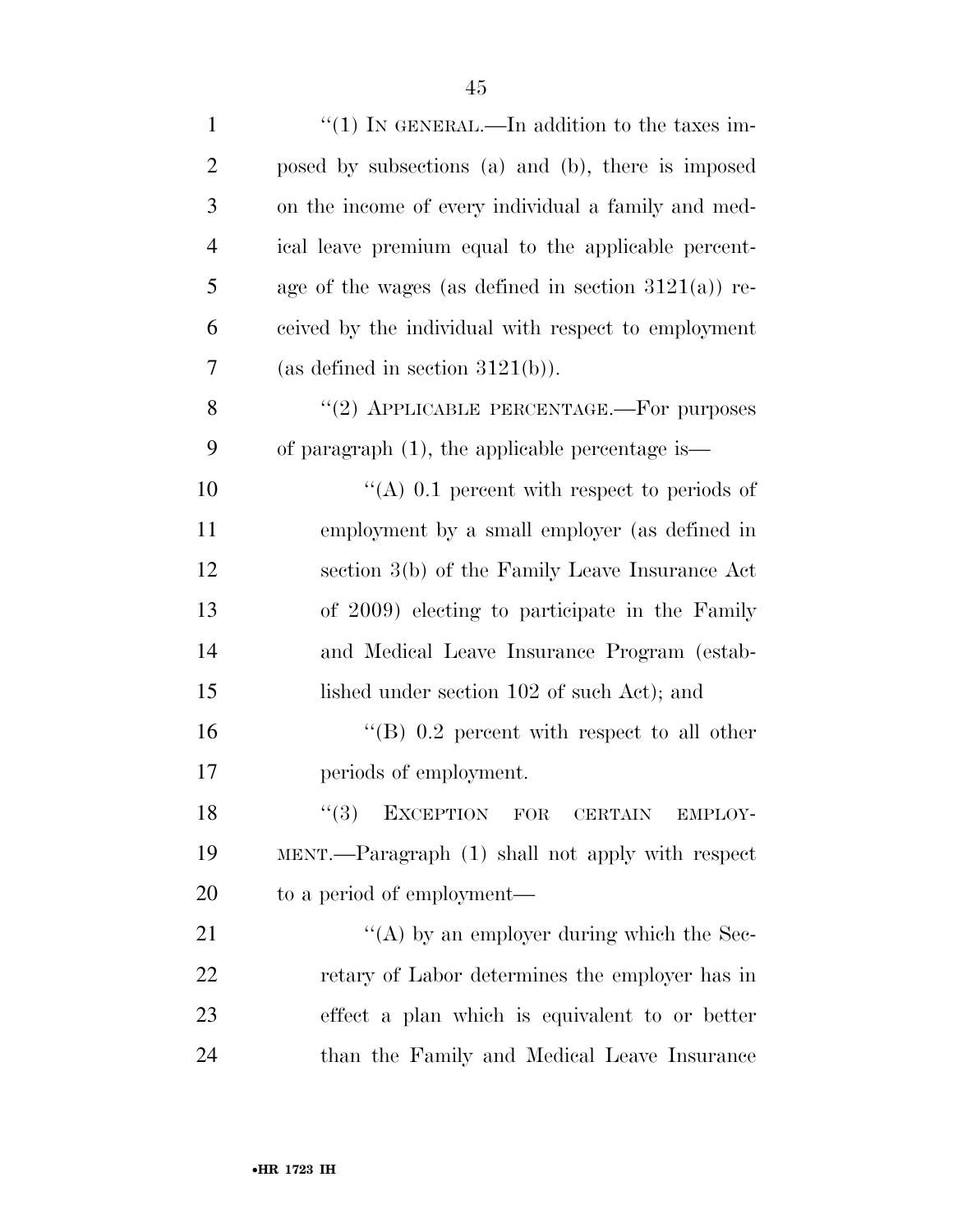"(1) IN GENERAL.—In addition to the taxes imposed by subsections (a) and (b), there is imposed on the income of every individual a family and medical leave premium equal to the applicable percentage of the wages (as defined in section 3121(a)) received by the individual with respect to employment (as defined in section 3121(b)).

"(2) APPLICABLE PERCENTAGE.—For purposes of paragraph (1), the applicable percentage is—

"(A) 0.1 percent with respect to periods of employment by a small employer (as defined in section 3(b) of the Family Leave Insurance Act of 2009) electing to participate in the Family and Medical Leave Insurance Program (established under section 102 of such Act); and

"(B) 0.2 percent with respect to all other periods of employment.

"(3) EXCEPTION FOR CERTAIN EMPLOYMENT.—Paragraph (1) shall not apply with respect to a period of employment—

"(A) by an employer during which the Secretary of Labor determines the employer has in effect a plan which is equivalent to or better than the Family and Medical Leave Insurance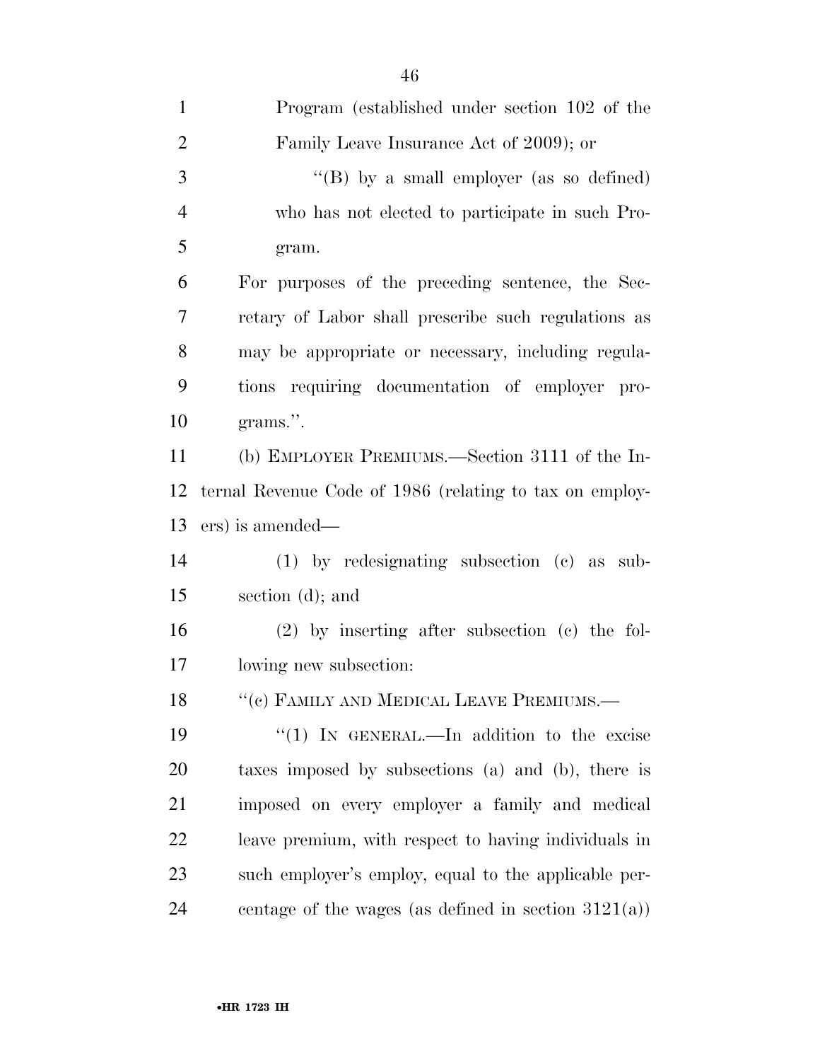Program (established under section 102 of the Family Leave Insurance Act of 2009); or

''(B) by a small employer (as so defined) who has not elected to participate in such Program.

For purposes of the preceding sentence, the Secretary of Labor shall prescribe such regulations as may be appropriate or necessary, including regulations requiring documentation of employer programs.''.

(b) EMPLOYER PREMIUMS.—Section 3111 of the Internal Revenue Code of 1986 (relating to tax on employers) is amended—

(1) by redesignating subsection (c) as subsection (d); and

(2) by inserting after subsection (c) the following new subsection:

''(c) FAMILY AND MEDICAL LEAVE PREMIUMS.—

''(1) IN GENERAL.—In addition to the excise taxes imposed by subsections (a) and (b), there is imposed on every employer a family and medical leave premium, with respect to having individuals in such employer's employ, equal to the applicable percentage of the wages (as defined in section 3121(a))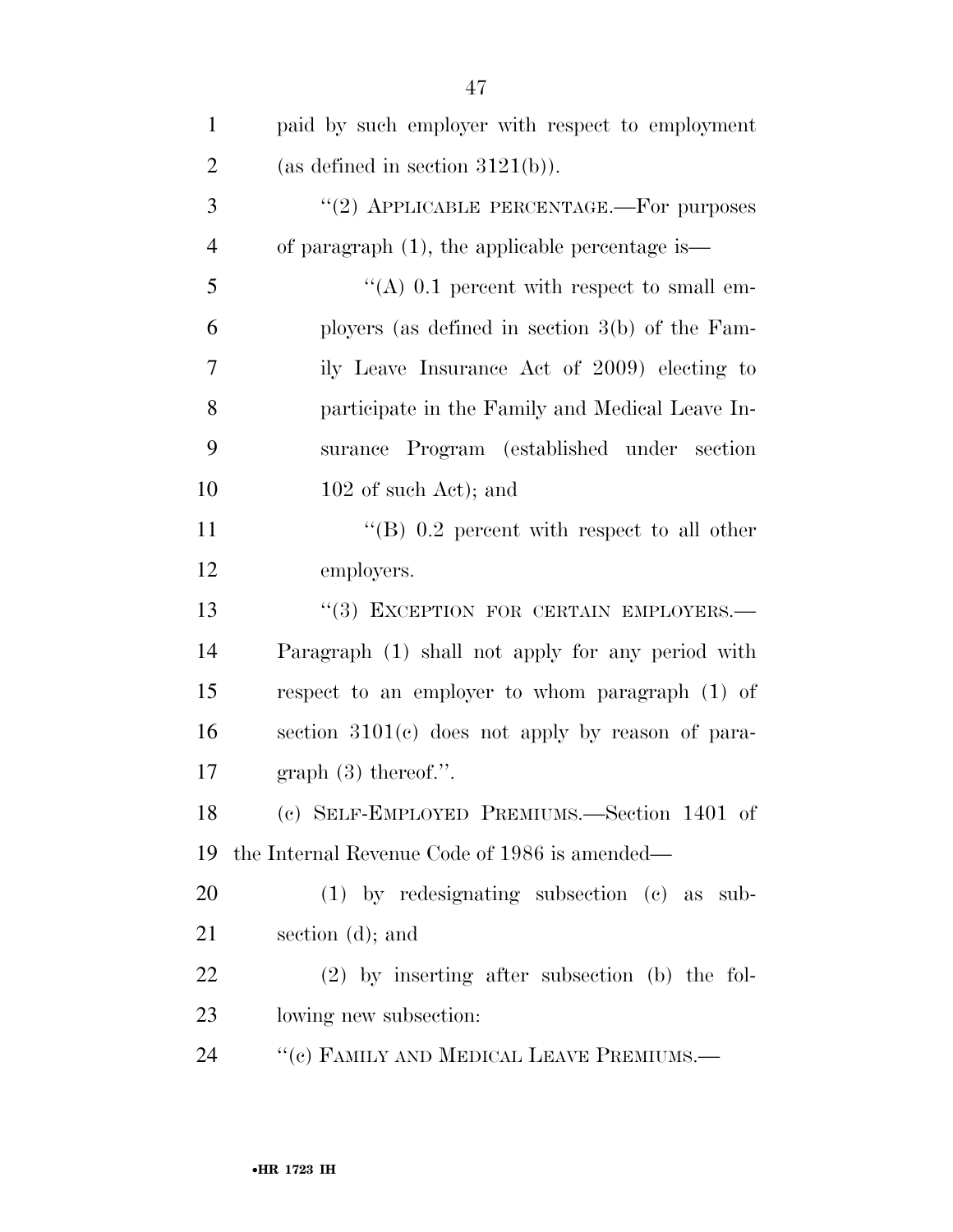paid by such employer with respect to employment (as defined in section 3121(b)).

"(2) APPLICABLE PERCENTAGE.—For purposes of paragraph (1), the applicable percentage is—

"(A) 0.1 percent with respect to small employers (as defined in section 3(b) of the Family Leave Insurance Act of 2009) electing to participate in the Family and Medical Leave Insurance Program (established under section 102 of such Act); and

"(B) 0.2 percent with respect to all other employers.

"(3) EXCEPTION FOR CERTAIN EMPLOYERS.—Paragraph (1) shall not apply for any period with respect to an employer to whom paragraph (1) of section 3101(c) does not apply by reason of paragraph (3) thereof.".

(c) SELF-EMPLOYED PREMIUMS.—Section 1401 of the Internal Revenue Code of 1986 is amended—

(1) by redesignating subsection (c) as subsection (d); and

(2) by inserting after subsection (b) the following new subsection:

"(c) FAMILY AND MEDICAL LEAVE PREMIUMS.—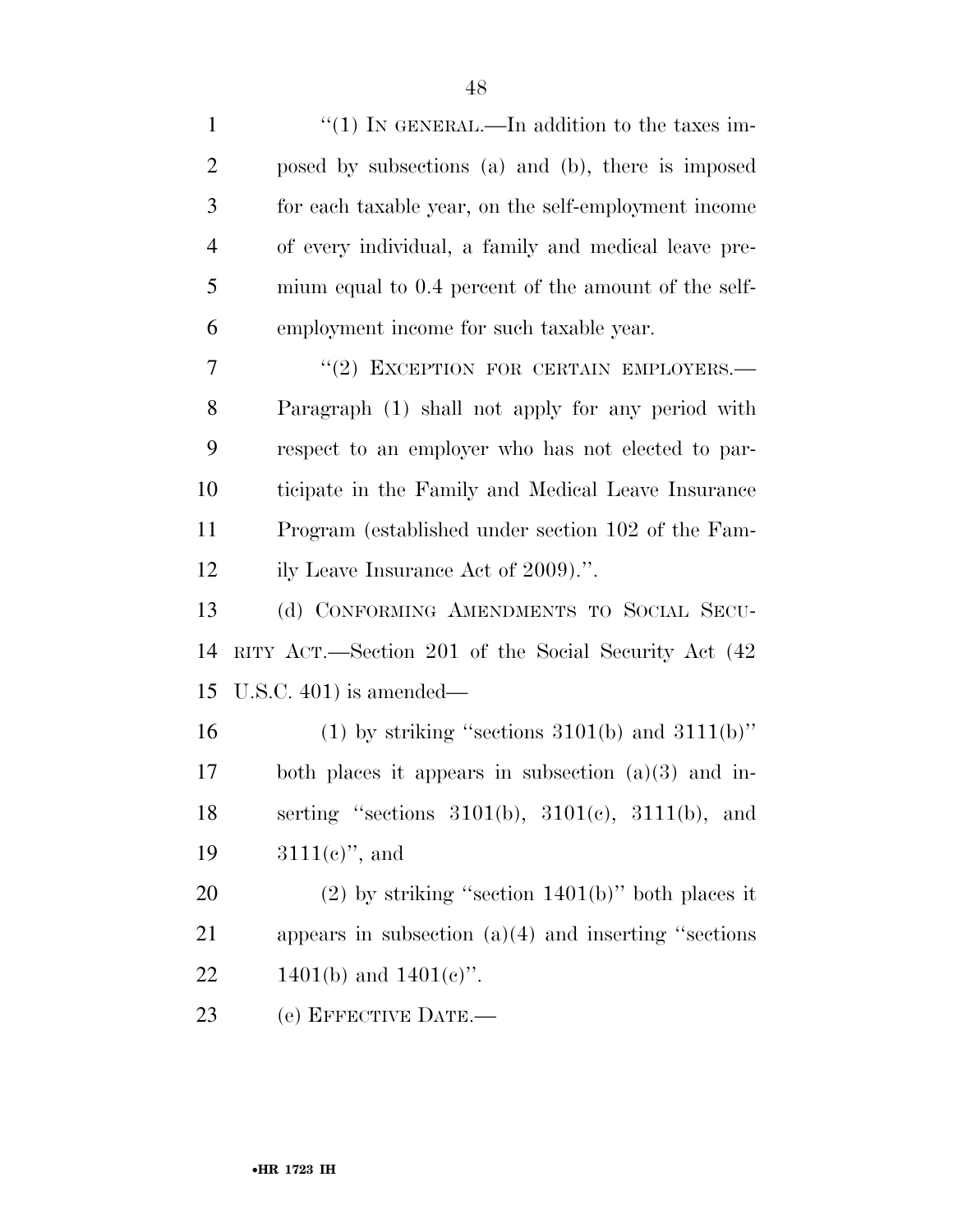"(1) IN GENERAL.—In addition to the taxes imposed by subsections (a) and (b), there is imposed for each taxable year, on the self-employment income of every individual, a family and medical leave premium equal to 0.4 percent of the amount of the self-employment income for such taxable year.

"(2) EXCEPTION FOR CERTAIN EMPLOYERS.—Paragraph (1) shall not apply for any period with respect to an employer who has not elected to participate in the Family and Medical Leave Insurance Program (established under section 102 of the Family Leave Insurance Act of 2009).".

(d) CONFORMING AMENDMENTS TO SOCIAL SECURITY ACT.—Section 201 of the Social Security Act (42 U.S.C. 401) is amended—

(1) by striking "sections 3101(b) and 3111(b)" both places it appears in subsection (a)(3) and inserting "sections 3101(b), 3101(c), 3111(b), and 3111(c)", and

(2) by striking "section 1401(b)" both places it appears in subsection (a)(4) and inserting "sections 1401(b) and 1401(c)".

(e) EFFECTIVE DATE.—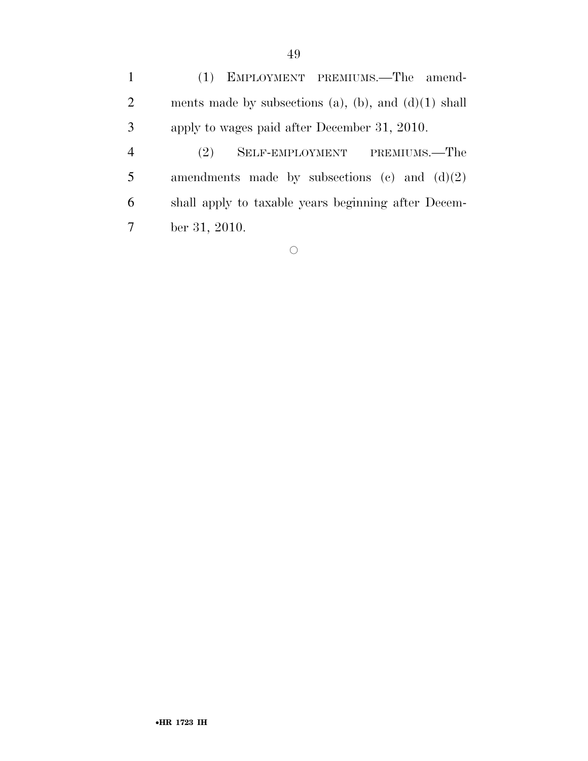(1) EMPLOYMENT PREMIUMS.—The amendments made by subsections (a), (b), and (d)(1) shall apply to wages paid after December 31, 2010.

(2) SELF-EMPLOYMENT PREMIUMS.—The amendments made by subsections (c) and (d)(2) shall apply to taxable years beginning after December 31, 2010.

○